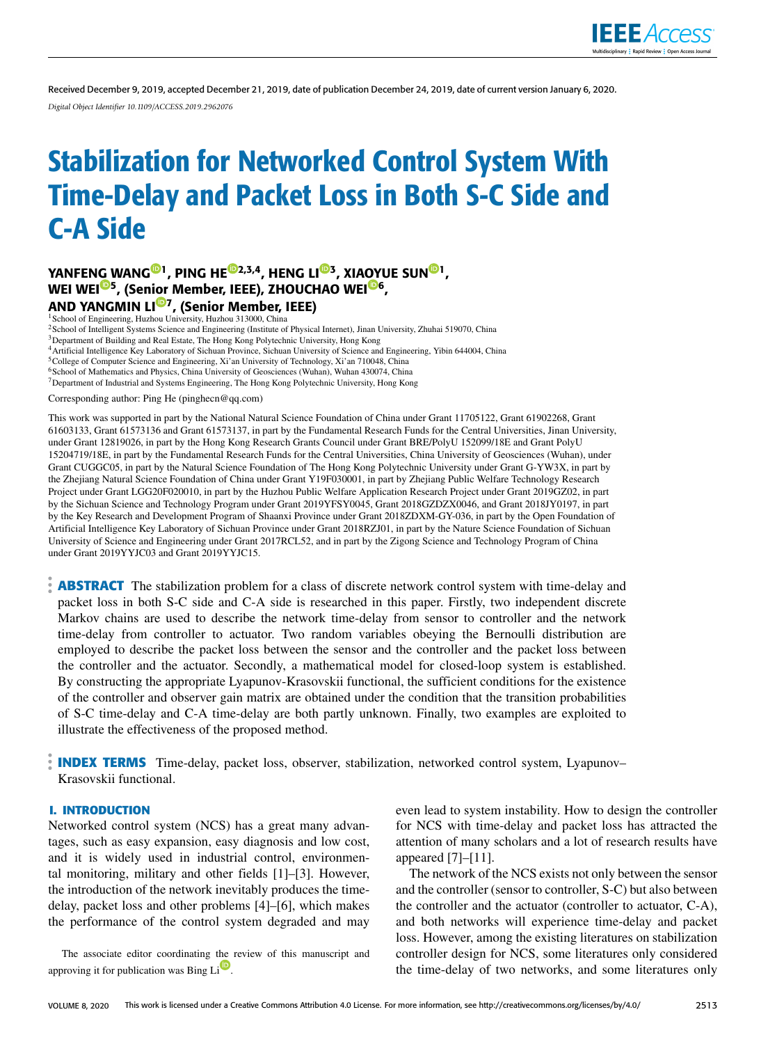Received December 9, 2019, accepted December 21, 2019, date of publication December 24, 2019, date of current version January 6, 2020.

*Digital Object Identifier 10.1109/ACCESS.2019.2962076*

# Stabilization for Networked Control System With Time-Delay and Packet Loss in Both S-C Side and C-A Side

**YANFENG WANG[1], PING HE[2,3,4], HENG LI[3], XIAOYUE SUN[1], WEI WEI[5], (Senior Member, IEEE), ZHOUCHAO WEI[6], AND YANGMIN LI[7], (Senior Member, IEEE)**

[1]School of Engineering, Huzhou University, Huzhou 313000, China
[2]School of Intelligent Systems Science and Engineering (Institute of Physical Internet), Jinan University, Zhuhai 519070, China
[3]Department of Building and Real Estate, The Hong Kong Polytechnic University, Hong Kong
[4]Artificial Intelligence Key Laboratory of Sichuan Province, Sichuan University of Science and Engineering, Yibin 644004, China
[5]College of Computer Science and Engineering, Xi'an University of Technology, Xi'an 710048, China
[6]School of Mathematics and Physics, China University of Geosciences (Wuhan), Wuhan 430074, China
[7]Department of Industrial and Systems Engineering, The Hong Kong Polytechnic University, Hong Kong

Corresponding author: Ping He (pinghecn@qq.com)

This work was supported in part by the National Natural Science Foundation of China under Grant 11705122, Grant 61902268, Grant 61603133, Grant 61573136 and Grant 61573137, in part by the Fundamental Research Funds for the Central Universities, Jinan University, under Grant 12819026, in part by the Hong Kong Research Grants Council under Grant BRE/PolyU 152099/18E and Grant PolyU 15204719/18E, in part by the Fundamental Research Funds for the Central Universities, China University of Geosciences (Wuhan), under Grant CUGGC05, in part by the Natural Science Foundation of The Hong Kong Polytechnic University under Grant G-YW3X, in part by the Zhejiang Natural Science Foundation of China under Grant Y19F030001, in part by Zhejiang Public Welfare Technology Research Project under Grant LGG20F020010, in part by the Huzhou Public Welfare Application Research Project under Grant 2019GZ02, in part by the Sichuan Science and Technology Program under Grant 2019YFSY0045, Grant 2018GZDZX0046, and Grant 2018JY0197, in part by the Key Research and Development Program of Shaanxi Province under Grant 2018ZDXM-GY-036, in part by the Open Foundation of Artificial Intelligence Key Laboratory of Sichuan Province under Grant 2018RZJ01, in part by the Nature Science Foundation of Sichuan University of Science and Engineering under Grant 2017RCL52, and in part by the Zigong Science and Technology Program of China under Grant 2019YYJC03 and Grant 2019YYJC15.

**ABSTRACT** The stabilization problem for a class of discrete network control system with time-delay and packet loss in both S-C side and C-A side is researched in this paper. Firstly, two independent discrete Markov chains are used to describe the network time-delay from sensor to controller and the network time-delay from controller to actuator. Two random variables obeying the Bernoulli distribution are employed to describe the packet loss between the sensor and the controller and the packet loss between the controller and the actuator. Secondly, a mathematical model for closed-loop system is established. By constructing the appropriate Lyapunov-Krasovskii functional, the sufficient conditions for the existence of the controller and observer gain matrix are obtained under the condition that the transition probabilities of S-C time-delay and C-A time-delay are both partly unknown. Finally, two examples are exploited to illustrate the effectiveness of the proposed method.

**INDEX TERMS** Time-delay, packet loss, observer, stabilization, networked control system, Lyapunov–Krasovskii functional.

## I. INTRODUCTION

Networked control system (NCS) has a great many advantages, such as easy expansion, easy diagnosis and low cost, and it is widely used in industrial control, environmental monitoring, military and other fields [1]–[3]. However, the introduction of the network inevitably produces the time-delay, packet loss and other problems [4]–[6], which makes the performance of the control system degraded and may even lead to system instability. How to design the controller for NCS with time-delay and packet loss has attracted the attention of many scholars and a lot of research results have appeared [7]–[11].

The network of the NCS exists not only between the sensor and the controller (sensor to controller, S-C) but also between the controller and the actuator (controller to actuator, C-A), and both networks will experience time-delay and packet loss. However, among the existing literatures on stabilization controller design for NCS, some literatures only considered the time-delay of two networks, and some literatures only

The associate editor coordinating the review of this manuscript and approving it for publication was Bing Li.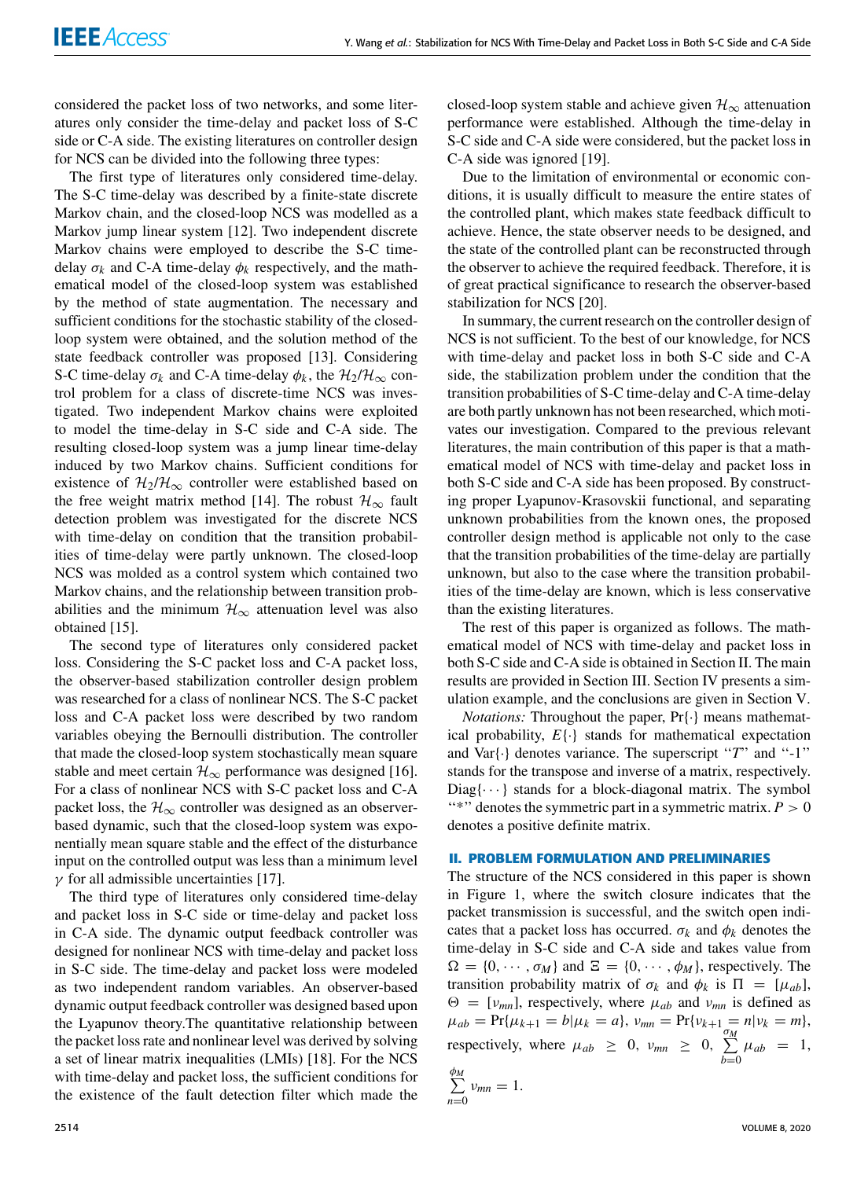considered the packet loss of two networks, and some literatures only consider the time-delay and packet loss of S-C side or C-A side. The existing literatures on controller design for NCS can be divided into the following three types:

The first type of literatures only considered time-delay. The S-C time-delay was described by a finite-state discrete Markov chain, and the closed-loop NCS was modelled as a Markov jump linear system [12]. Two independent discrete Markov chains were employed to describe the S-C time-delay $\sigma_k$ and C-A time-delay $\phi_k$ respectively, and the mathematical model of the closed-loop system was established by the method of state augmentation. The necessary and sufficient conditions for the stochastic stability of the closed-loop system were obtained, and the solution method of the state feedback controller was proposed [13]. Considering S-C time-delay $\sigma_k$ and C-A time-delay $\phi_k$, the $\mathcal{H}_2/\mathcal{H}_\infty$ control problem for a class of discrete-time NCS was investigated. Two independent Markov chains were exploited to model the time-delay in S-C side and C-A side. The resulting closed-loop system was a jump linear time-delay induced by two Markov chains. Sufficient conditions for existence of $\mathcal{H}_2/\mathcal{H}_\infty$ controller were established based on the free weight matrix method [14]. The robust $\mathcal{H}_\infty$ fault detection problem was investigated for the discrete NCS with time-delay on condition that the transition probabilities of time-delay were partly unknown. The closed-loop NCS was molded as a control system which contained two Markov chains, and the relationship between transition probabilities and the minimum $\mathcal{H}_\infty$ attenuation level was also obtained [15].

The second type of literatures only considered packet loss. Considering the S-C packet loss and C-A packet loss, the observer-based stabilization controller design problem was researched for a class of nonlinear NCS. The S-C packet loss and C-A packet loss were described by two random variables obeying the Bernoulli distribution. The controller that made the closed-loop system stochastically mean square stable and meet certain $\mathcal{H}_\infty$ performance was designed [16]. For a class of nonlinear NCS with S-C packet loss and C-A packet loss, the $\mathcal{H}_\infty$ controller was designed as an observer-based dynamic, such that the closed-loop system was exponentially mean square stable and the effect of the disturbance input on the controlled output was less than a minimum level $\gamma$ for all admissible uncertainties [17].

The third type of literatures only considered time-delay and packet loss in S-C side or time-delay and packet loss in C-A side. The dynamic output feedback controller was designed for nonlinear NCS with time-delay and packet loss in S-C side. The time-delay and packet loss were modeled as two independent random variables. An observer-based dynamic output feedback controller was designed based upon the Lyapunov theory.The quantitative relationship between the packet loss rate and nonlinear level was derived by solving a set of linear matrix inequalities (LMIs) [18]. For the NCS with time-delay and packet loss, the sufficient conditions for the existence of the fault detection filter which made the closed-loop system stable and achieve given $\mathcal{H}_\infty$ attenuation performance were established. Although the time-delay in S-C side and C-A side were considered, but the packet loss in C-A side was ignored [19].

Due to the limitation of environmental or economic conditions, it is usually difficult to measure the entire states of the controlled plant, which makes state feedback difficult to achieve. Hence, the state observer needs to be designed, and the state of the controlled plant can be reconstructed through the observer to achieve the required feedback. Therefore, it is of great practical significance to research the observer-based stabilization for NCS [20].

In summary, the current research on the controller design of NCS is not sufficient. To the best of our knowledge, for NCS with time-delay and packet loss in both S-C side and C-A side, the stabilization problem under the condition that the transition probabilities of S-C time-delay and C-A time-delay are both partly unknown has not been researched, which motivates our investigation. Compared to the previous relevant literatures, the main contribution of this paper is that a mathematical model of NCS with time-delay and packet loss in both S-C side and C-A side has been proposed. By constructing proper Lyapunov-Krasovskii functional, and separating unknown probabilities from the known ones, the proposed controller design method is applicable not only to the case that the transition probabilities of the time-delay are partially unknown, but also to the case where the transition probabilities of the time-delay are known, which is less conservative than the existing literatures.

The rest of this paper is organized as follows. The mathematical model of NCS with time-delay and packet loss in both S-C side and C-A side is obtained in Section II. The main results are provided in Section III. Section IV presents a simulation example, and the conclusions are given in Section V.

*Notations:* Throughout the paper, $\Pr\{\cdot\}$ means mathematical probability, $E\{\cdot\}$ stands for mathematical expectation and $\mathrm{Var}\{\cdot\}$ denotes variance. The superscript "$T$" and "-1" stands for the transpose and inverse of a matrix, respectively. $\mathrm{Diag}\{\cdots\}$ stands for a block-diagonal matrix. The symbol "$*$" denotes the symmetric part in a symmetric matrix. $P > 0$ denotes a positive definite matrix.

## II. PROBLEM FORMULATION AND PRELIMINARIES

The structure of the NCS considered in this paper is shown in Figure 1, where the switch closure indicates that the packet transmission is successful, and the switch open indicates that a packet loss has occurred. $\sigma_k$ and $\phi_k$ denotes the time-delay in S-C side and C-A side and takes value from $\Omega = \{0, \cdots, \sigma_M\}$ and $\Xi = \{0, \cdots, \phi_M\}$, respectively. The transition probability matrix of $\sigma_k$ and $\phi_k$ is $\Pi = [\mu_{ab}]$, $\Theta = [\nu_{mn}]$, respectively, where $\mu_{ab}$ and $\nu_{mn}$ is defined as $\mu_{ab} = \Pr\{\mu_{k+1} = b|\mu_k = a\}$, $\nu_{mn} = \Pr\{\nu_{k+1} = n|\nu_k = m\}$, respectively, where $\mu_{ab} \geq 0$, $\nu_{mn} \geq 0$, $\sum_{b=0}^{\sigma_M} \mu_{ab} = 1$, $\sum_{n=0}^{\phi_M} \nu_{mn} = 1$.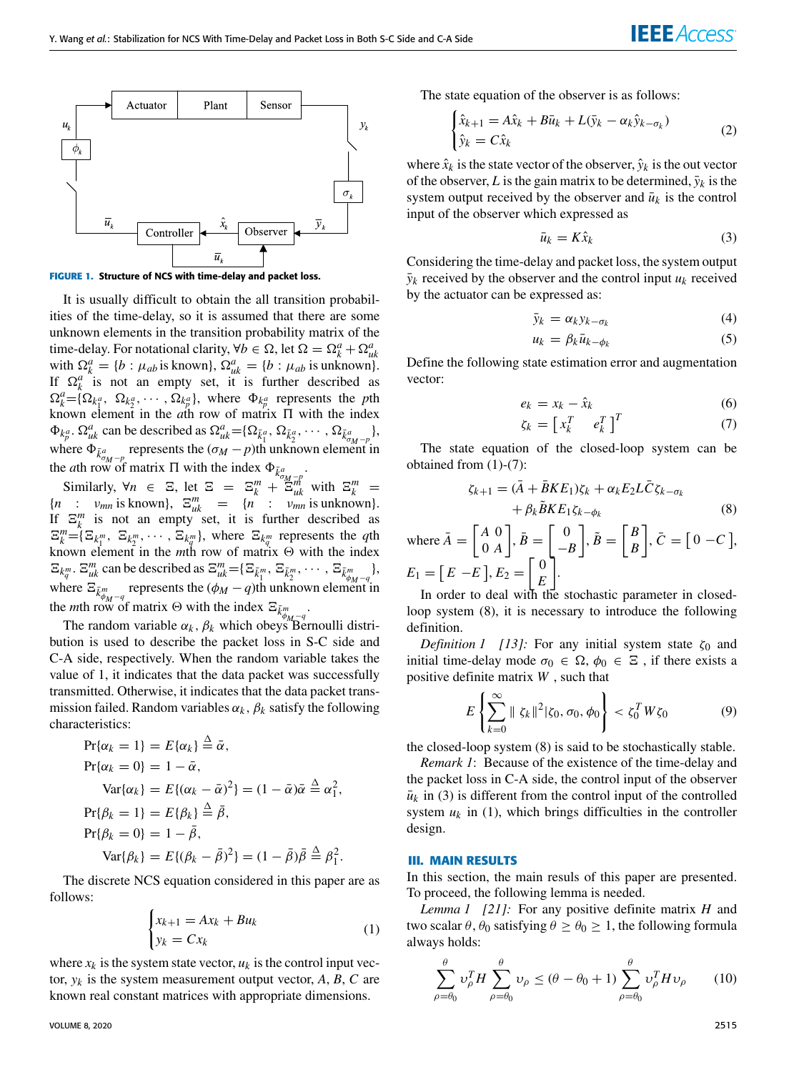**FIGURE 1.** Structure of NCS with time-delay and packet loss.

It is usually difficult to obtain the all transition probabilities of the time-delay, so it is assumed that there are some unknown elements in the transition probability matrix of the time-delay. For notational clarity, $\forall b \in \Omega$, let $\Omega = \Omega_k^a + \Omega_{uk}^a$ with $\Omega_k^a = \{b : \mu_{ab} \text{ is known}\}$, $\Omega_{uk}^a = \{b : \mu_{ab} \text{ is unknown}\}$. If $\Omega_k^a$ is not an empty set, it is further described as $\Omega_k^a = \{\Omega_{k_1^a}, \Omega_{k_2^a}, \cdots, \Omega_{k_p^a}\}$, where $\Phi_{k_p^a}$ represents the $p$th known element in the $a$th row of matrix $\Pi$ with the index $\Phi_{k_p^a}$. $\Omega_{uk}^a$ can be described as $\Omega_{uk}^a = \{\Omega_{\bar{k}_1^a}, \Omega_{\bar{k}_2^a}, \cdots, \Omega_{\bar{k}_{\sigma_M - p}^a}\}$, where $\Phi_{\bar{k}_{\sigma_M-p}^a}$ represents the $(\sigma_M - p)$th unknown element in the $a$th row of matrix $\Pi$ with the index $\Phi_{\bar{k}_{\sigma_M-p}^a}$.

Similarly, $\forall n \in \Xi$, let $\Xi = \Xi_k^m + \Xi_{uk}^m$ with $\Xi_k^m = \{n : v_{mn} \text{ is known}\}$, $\Xi_{uk}^m = \{n : v_{mn} \text{ is unknown}\}$. If $\Xi_k^m$ is not an empty set, it is further described as $\Xi_k^m = \{\Xi_{k_1^m}, \Xi_{k_2^m}, \cdots, \Xi_{k_q^m}\}$, where $\Xi_{k_q^m}$ represents the $q$th known element in the $m$th row of matrix $\Theta$ with the index $\Xi_{k_q^m}$. $\Xi_{uk}^m$ can be described as $\Xi_{uk}^m = \{\Xi_{\bar{k}_1^m}, \Xi_{\bar{k}_2^m}, \cdots, \Xi_{\bar{k}_{\phi_M - q}^m}\}$, where $\Xi_{\bar{k}_{\phi_M-q}^m}$ represents the $(\phi_M - q)$th unknown element in the $m$th row of matrix $\Theta$ with the index $\Xi_{\bar{k}_{\phi_M-q}^m}$.

The random variable $\alpha_k$, $\beta_k$ which obeys Bernoulli distribution is used to describe the packet loss in S-C side and C-A side, respectively. When the random variable takes the value of 1, it indicates that the data packet was successfully transmitted. Otherwise, it indicates that the data packet transmission failed. Random variables $\alpha_k$, $\beta_k$ satisfy the following characteristics:

$$\Pr\{\alpha_k = 1\} = E\{\alpha_k\} \triangleq \bar{\alpha},$$
$$\Pr\{\alpha_k = 0\} = 1 - \bar{\alpha},$$
$$\operatorname{Var}\{\alpha_k\} = E\{(\alpha_k - \bar{\alpha})^2\} = (1 - \bar{\alpha})\bar{\alpha} \triangleq \alpha_1^2,$$
$$\Pr\{\beta_k = 1\} = E\{\beta_k\} \triangleq \bar{\beta},$$
$$\Pr\{\beta_k = 0\} = 1 - \bar{\beta},$$
$$\operatorname{Var}\{\beta_k\} = E\{(\beta_k - \bar{\beta})^2\} = (1 - \bar{\beta})\bar{\beta} \triangleq \beta_1^2.$$

The discrete NCS equation considered in this paper are as follows:

$$\begin{cases} x_{k+1} = Ax_k + Bu_k \\ y_k = Cx_k \end{cases} \tag{1}$$

where $x_k$ is the system state vector, $u_k$ is the control input vector, $y_k$ is the system measurement output vector, $A$, $B$, $C$ are known real constant matrices with appropriate dimensions.

The state equation of the observer is as follows:

$$\begin{cases} \hat{x}_{k+1} = A\hat{x}_k + B\bar{u}_k + L(\bar{y}_k - \alpha_k \hat{y}_{k-\sigma_k}) \\ \hat{y}_k = C\hat{x}_k \end{cases} \tag{2}$$

where $\hat{x}_k$ is the state vector of the observer, $\hat{y}_k$ is the out vector of the observer, $L$ is the gain matrix to be determined, $\bar{y}_k$ is the system output received by the observer and $\bar{u}_k$ is the control input of the observer which expressed as

$$\bar{u}_k = K\hat{x}_k \tag{3}$$

Considering the time-delay and packet loss, the system output $\bar{y}_k$ received by the observer and the control input $u_k$ received by the actuator can be expressed as:

$$\bar{y}_k = \alpha_k y_{k-\sigma_k} \tag{4}$$
$$u_k = \beta_k \bar{u}_{k-\phi_k} \tag{5}$$

Define the following state estimation error and augmentation vector:

$$e_k = x_k - \hat{x}_k \tag{6}$$
$$\zeta_k = \begin{bmatrix} x_k^T & e_k^T \end{bmatrix}^T \tag{7}$$

The state equation of the closed-loop system can be obtained from (1)-(7):

$$\zeta_{k+1} = (\bar{A} + \bar{B}KE_1)\zeta_k + \alpha_k E_2 L\bar{C}\zeta_{k-\sigma_k} + \beta_k \tilde{B}KE_1\zeta_{k-\phi_k} \tag{8}$$

where $\bar{A} = \begin{bmatrix} A & 0 \\ 0 & A \end{bmatrix}$, $\bar{B} = \begin{bmatrix} 0 \\ -B \end{bmatrix}$, $\tilde{B} = \begin{bmatrix} B \\ B \end{bmatrix}$, $\bar{C} = \begin{bmatrix} 0 & -C \end{bmatrix}$, $E_1 = \begin{bmatrix} E & -E \end{bmatrix}$, $E_2 = \begin{bmatrix} 0 \\ E \end{bmatrix}$.

In order to deal with the stochastic parameter in closed-loop system (8), it is necessary to introduce the following definition.

*Definition 1 [13]:* For any initial system state $\zeta_0$ and initial time-delay mode $\sigma_0 \in \Omega$, $\phi_0 \in \Xi$, if there exists a positive definite matrix $W$, such that

$$E\left\{\sum_{k=0}^{\infty} \|\zeta_k\|^2 | \zeta_0, \sigma_0, \phi_0\right\} < \zeta_0^T W \zeta_0 \tag{9}$$

the closed-loop system (8) is said to be stochastically stable.

*Remark 1:* Because of the existence of the time-delay and the packet loss in C-A side, the control input of the observer $\bar{u}_k$ in (3) is different from the control input of the controlled system $u_k$ in (1), which brings difficulties in the controller design.

## III. MAIN RESULTS

In this section, the main resuls of this paper are presented. To proceed, the following lemma is needed.

*Lemma 1 [21]:* For any positive definite matrix $H$ and two scalar $\theta$, $\theta_0$ satisfying $\theta \geq \theta_0 \geq 1$, the following formula always holds:

$$\sum_{\rho=\theta_0}^{\theta} \upsilon_\rho^T H \sum_{\rho=\theta_0}^{\theta} \upsilon_\rho \leq (\theta - \theta_0 + 1) \sum_{\rho=\theta_0}^{\theta} \upsilon_\rho^T H \upsilon_\rho \tag{10}$$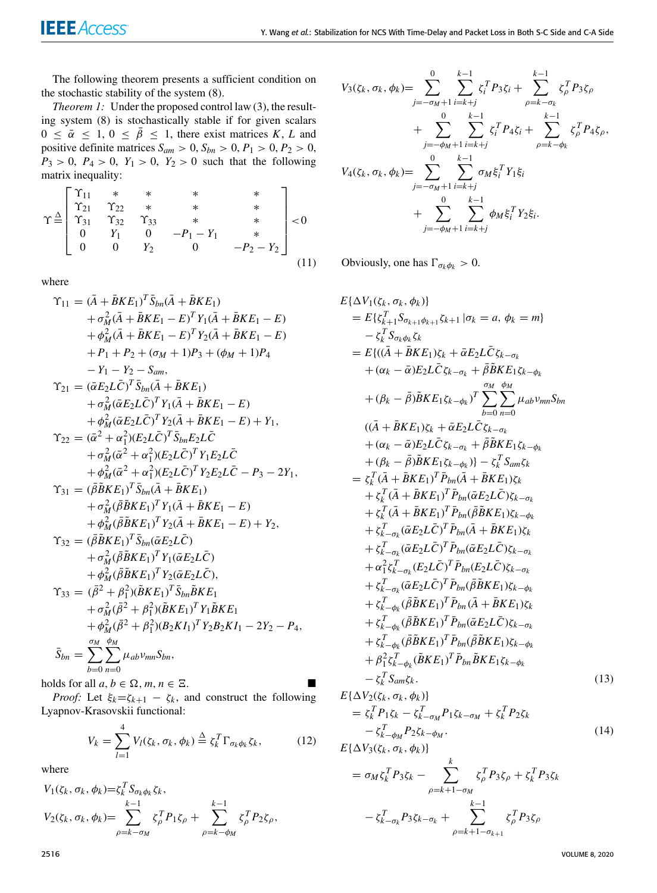The following theorem presents a sufficient condition on the stochastic stability of the system (8).

*Theorem 1:* Under the proposed control law (3), the resulting system (8) is stochastically stable if for given scalars $0 \leq \bar{\alpha} \leq 1$, $0 \leq \bar{\beta} \leq 1$, there exist matrices $K$, $L$ and positive definite matrices $S_{am} > 0$, $S_{bn} > 0$, $P_1 > 0$, $P_2 > 0$, $P_3 > 0$, $P_4 > 0$, $Y_1 > 0$, $Y_2 > 0$ such that the following matrix inequality:

$$\Upsilon \triangleq \begin{bmatrix} \Upsilon_{11} & * & * & * & * \\ \Upsilon_{21} & \Upsilon_{22} & * & * & * \\ \Upsilon_{31} & \Upsilon_{32} & \Upsilon_{33} & * & * \\ 0 & Y_1 & 0 & -P_1 - Y_1 & * \\ 0 & 0 & Y_2 & 0 & -P_2 - Y_2 \end{bmatrix} < 0 \tag{11}$$

where

$$\begin{aligned}
\Upsilon_{11} &= (\bar{A} + \bar{B}KE_1)^T \bar{S}_{bn}(\bar{A} + \bar{B}KE_1) \\
&\quad + \sigma_M^2(\bar{A} + \bar{B}KE_1 - E)^T Y_1(\bar{A} + \bar{B}KE_1 - E) \\
&\quad + \phi_M^2(\bar{A} + \bar{B}KE_1 - E)^T Y_2(\bar{A} + \bar{B}KE_1 - E) \\
&\quad + P_1 + P_2 + (\sigma_M + 1)P_3 + (\phi_M + 1)P_4 \\
&\quad - Y_1 - Y_2 - S_{am}, \\
\Upsilon_{21} &= (\bar{\alpha}E_2L\bar{C})^T \bar{S}_{bn}(\bar{A} + \bar{B}KE_1) \\
&\quad + \sigma_M^2(\bar{\alpha}E_2L\bar{C})^T Y_1(\bar{A} + \bar{B}KE_1 - E) \\
&\quad + \phi_M^2(\bar{\alpha}E_2L\bar{C})^T Y_2(\bar{A} + \bar{B}KE_1 - E) + Y_1, \\
\Upsilon_{22} &= (\bar{\alpha}^2 + \alpha_1^2)(E_2L\bar{C})^T \bar{S}_{bn}E_2L\bar{C} \\
&\quad + \sigma_M^2(\bar{\alpha}^2 + \alpha_1^2)(E_2L\bar{C})^T Y_1E_2L\bar{C} \\
&\quad + \phi_M^2(\bar{\alpha}^2 + \alpha_1^2)(E_2L\bar{C})^T Y_2E_2L\bar{C} - P_3 - 2Y_1, \\
\Upsilon_{31} &= (\bar{\beta}\tilde{B}KE_1)^T \bar{S}_{bn}(\bar{A} + \bar{B}KE_1) \\
&\quad + \sigma_M^2(\bar{\beta}\tilde{B}KE_1)^T Y_1(\bar{A} + \bar{B}KE_1 - E) \\
&\quad + \phi_M^2(\bar{\beta}\tilde{B}KE_1)^T Y_2(\bar{A} + \bar{B}KE_1 - E) + Y_2, \\
\Upsilon_{32} &= (\bar{\beta}\tilde{B}KE_1)^T \bar{S}_{bn}(\bar{\alpha}E_2L\bar{C}) \\
&\quad + \sigma_M^2(\bar{\beta}\tilde{B}KE_1)^T Y_1(\bar{\alpha}E_2L\bar{C}) \\
&\quad + \phi_M^2(\bar{\beta}\tilde{B}KE_1)^T Y_2(\bar{\alpha}E_2L\bar{C}), \\
\Upsilon_{33} &= (\bar{\beta}^2 + \beta_1^2)(\tilde{B}KE_1)^T \bar{S}_{bn}\tilde{B}KE_1 \\
&\quad + \sigma_M^2(\bar{\beta}^2 + \beta_1^2)(\tilde{B}KE_1)^T Y_1\tilde{B}KE_1 \\
&\quad + \phi_M^2(\bar{\beta}^2 + \beta_1^2)(B_2KI_1)^T Y_2B_2KI_1 - 2Y_2 - P_4, \\
\bar{S}_{bn} &= \sum_{b=0}^{\sigma_M}\sum_{n=0}^{\phi_M} \mu_{ab}\nu_{mn}S_{bn},
\end{aligned}$$

holds for all $a, b \in \Omega$, $m, n \in \Xi$. ■

*Proof:* Let $\xi_k = \zeta_{k+1} - \zeta_k$, and construct the following Lyapnov-Krasovskii functional:

$$V_k = \sum_{l=1}^{4} V_l(\zeta_k, \sigma_k, \phi_k) \triangleq \zeta_k^T \Gamma_{\sigma_k\phi_k}\zeta_k, \tag{12}$$

where

$$\begin{aligned}
V_1(\zeta_k, \sigma_k, \phi_k) &= \zeta_k^T S_{\sigma_k\phi_k}\zeta_k, \\
V_2(\zeta_k, \sigma_k, \phi_k) &= \sum_{\rho=k-\sigma_M}^{k-1} \zeta_\rho^T P_1\zeta_\rho + \sum_{\rho=k-\phi_M}^{k-1} \zeta_\rho^T P_2\zeta_\rho, \\
V_3(\zeta_k, \sigma_k, \phi_k) &= \sum_{j=-\sigma_M+1}^{0}\sum_{i=k+j}^{k-1} \zeta_i^T P_3\zeta_i + \sum_{\rho=k-\sigma_k}^{k-1} \zeta_\rho^T P_3\zeta_\rho \\
&\quad + \sum_{j=-\phi_M+1}^{0}\sum_{i=k+j}^{k-1} \zeta_i^T P_4\zeta_i + \sum_{\rho=k-\phi_k}^{k-1} \zeta_\rho^T P_4\zeta_\rho, \\
V_4(\zeta_k, \sigma_k, \phi_k) &= \sum_{j=-\sigma_M+1}^{0}\sum_{i=k+j}^{k-1} \sigma_M\xi_i^T Y_1\xi_i \\
&\quad + \sum_{j=-\phi_M+1}^{0}\sum_{i=k+j}^{k-1} \phi_M\xi_i^T Y_2\xi_i.
\end{aligned}$$

Obviously, one has $\Gamma_{\sigma_k\phi_k} > 0$.

$$\begin{aligned}
&E\{\Delta V_1(\zeta_k, \sigma_k, \phi_k)\} \\
&= E\{\zeta_{k+1}^T S_{\sigma_{k+1}\phi_{k+1}}\zeta_{k+1} \,|\sigma_k = a,\ \phi_k = m\} \\
&\quad - \zeta_k^T S_{\sigma_k\phi_k}\zeta_k \\
&= E\{((\bar{A} + \bar{B}KE_1)\zeta_k + \bar{\alpha}E_2L\bar{C}\zeta_{k-\sigma_k} \\
&\quad + (\alpha_k - \bar{\alpha})E_2L\bar{C}\zeta_{k-\sigma_k} + \bar{\beta}\tilde{B}KE_1\zeta_{k-\phi_k} \\
&\quad + (\beta_k - \bar{\beta})\tilde{B}KE_1\zeta_{k-\phi_k})^T \sum_{b=0}^{\sigma_M}\sum_{n=0}^{\phi_M} \mu_{ab}\nu_{mn}S_{bn} \\
&\quad ((\bar{A} + \bar{B}KE_1)\zeta_k + \bar{\alpha}E_2L\bar{C}\zeta_{k-\sigma_k} \\
&\quad + (\alpha_k - \bar{\alpha})E_2L\bar{C}\zeta_{k-\sigma_k} + \bar{\beta}\tilde{B}KE_1\zeta_{k-\phi_k} \\
&\quad + (\beta_k - \bar{\beta})\tilde{B}KE_1\zeta_{k-\phi_k})\} - \zeta_k^T S_{am}\zeta_k \\
&= \zeta_k^T(\bar{A} + \bar{B}KE_1)^T\bar{P}_{bn}(\bar{A} + \bar{B}KE_1)\zeta_k \\
&\quad + \zeta_k^T(\bar{A} + \bar{B}KE_1)^T\bar{P}_{bn}(\bar{\alpha}E_2L\bar{C})\zeta_{k-\sigma_k} \\
&\quad + \zeta_k^T(\bar{A} + \bar{B}KE_1)^T\bar{P}_{bn}(\bar{\beta}\tilde{B}KE_1)\zeta_{k-\phi_k} \\
&\quad + \zeta_{k-\sigma_k}^T(\bar{\alpha}E_2L\bar{C})^T\bar{P}_{bn}(\bar{A} + \bar{B}KE_1)\zeta_k \\
&\quad + \zeta_{k-\sigma_k}^T(\bar{\alpha}E_2L\bar{C})^T\bar{P}_{bn}(\bar{\alpha}E_2L\bar{C})\zeta_{k-\sigma_k} \\
&\quad + \alpha_1^2\zeta_{k-\sigma_k}^T(E_2L\bar{C})^T\bar{P}_{bn}(E_2L\bar{C})\zeta_{k-\sigma_k} \\
&\quad + \zeta_{k-\sigma_k}^T(\bar{\alpha}E_2L\bar{C})^T\bar{P}_{bn}(\bar{\beta}\tilde{B}KE_1)\zeta_{k-\phi_k} \\
&\quad + \zeta_{k-\phi_k}^T(\bar{\beta}\tilde{B}KE_1)^T\bar{P}_{bn}(\bar{A} + \bar{B}KE_1)\zeta_k \\
&\quad + \zeta_{k-\phi_k}^T(\bar{\beta}\tilde{B}KE_1)^T\bar{P}_{bn}(\bar{\alpha}E_2L\bar{C})\zeta_{k-\sigma_k} \\
&\quad + \zeta_{k-\phi_k}^T(\bar{\beta}\tilde{B}KE_1)^T\bar{P}_{bn}(\bar{\beta}\tilde{B}KE_1)\zeta_{k-\phi_k} \\
&\quad + \beta_1^2\zeta_{k-\phi_k}^T(\tilde{B}KE_1)^T\bar{P}_{bn}\tilde{B}KE_1\zeta_{k-\phi_k} \\
&\quad - \zeta_k^T S_{am}\zeta_k.
\end{aligned} \tag{13}$$

$$\begin{aligned}
&E\{\Delta V_2(\zeta_k, \sigma_k, \phi_k)\} \\
&= \zeta_k^T P_1\zeta_k - \zeta_{k-\sigma_M}^T P_1\zeta_{k-\sigma_M} + \zeta_k^T P_2\zeta_k \\
&\quad - \zeta_{k-\phi_M}^T P_2\zeta_{k-\phi_M}.
\end{aligned} \tag{14}$$

$$\begin{aligned}
&E\{\Delta V_3(\zeta_k, \sigma_k, \phi_k)\} \\
&= \sigma_M\zeta_k^T P_3\zeta_k - \sum_{\rho=k+1-\sigma_M}^{k} \zeta_\rho^T P_3\zeta_\rho + \zeta_k^T P_3\zeta_k \\
&\quad - \zeta_{k-\sigma_k}^T P_3\zeta_{k-\sigma_k} + \sum_{\rho=k+1-\sigma_{k+1}}^{k-1} \zeta_\rho^T P_3\zeta_\rho
\end{aligned}$$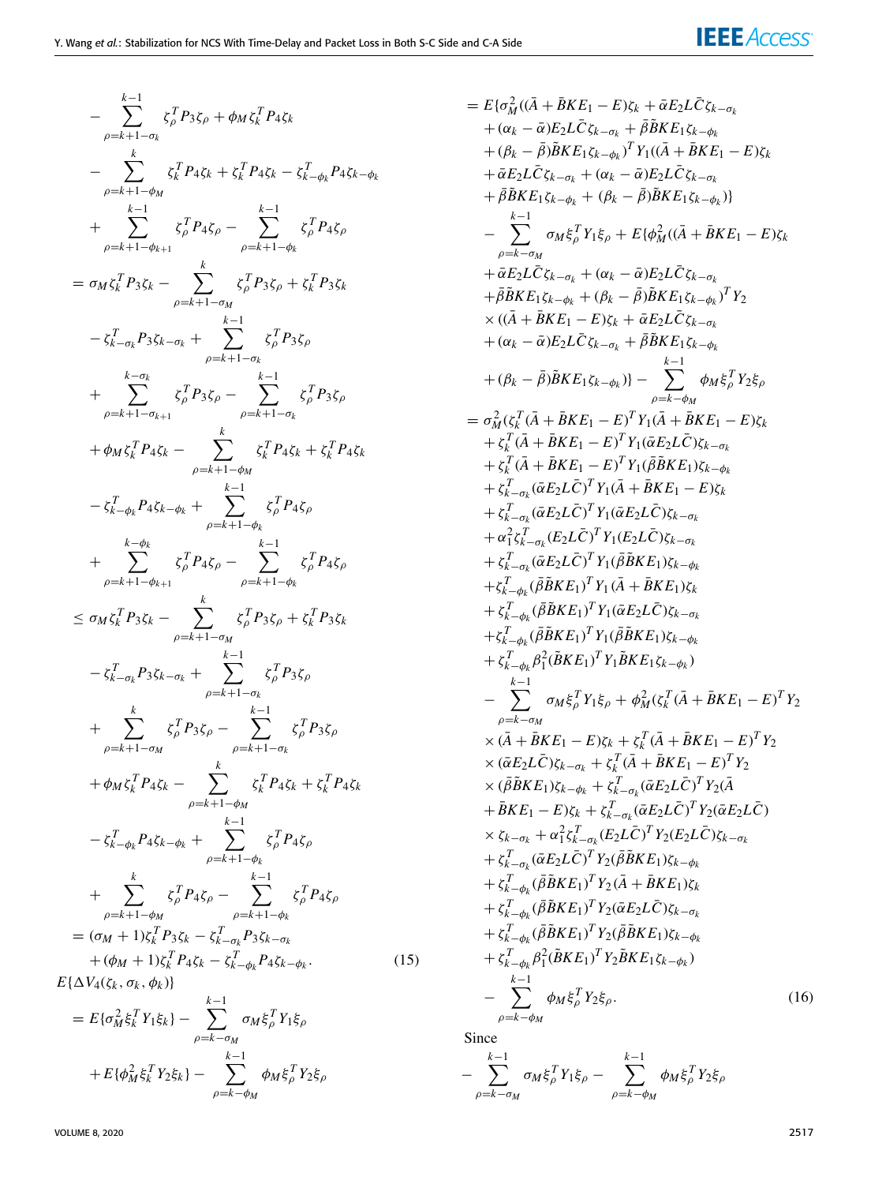$$
\begin{aligned}
&-\sum_{\rho=k+1-\sigma_k}^{k-1} \zeta_\rho^T P_3 \zeta_\rho + \phi_M \zeta_k^T P_4 \zeta_k \\
&-\sum_{\rho=k+1-\phi_M}^{k} \zeta_k^T P_4 \zeta_k + \zeta_k^T P_4 \zeta_k - \zeta_{k-\phi_k}^T P_4 \zeta_{k-\phi_k} \\
&+\sum_{\rho=k+1-\phi_{k+1}}^{k-1} \zeta_\rho^T P_4 \zeta_\rho - \sum_{\rho=k+1-\phi_k}^{k-1} \zeta_\rho^T P_4 \zeta_\rho \\
=\ & \sigma_M \zeta_k^T P_3 \zeta_k - \sum_{\rho=k+1-\sigma_M}^{k} \zeta_\rho^T P_3 \zeta_\rho + \zeta_k^T P_3 \zeta_k \\
&- \zeta_{k-\sigma_k}^T P_3 \zeta_{k-\sigma_k} + \sum_{\rho=k+1-\sigma_k}^{k-1} \zeta_\rho^T P_3 \zeta_\rho \\
&+ \sum_{\rho=k+1-\sigma_{k+1}}^{k-\sigma_k} \zeta_\rho^T P_3 \zeta_\rho - \sum_{\rho=k+1-\sigma_k}^{k-1} \zeta_\rho^T P_3 \zeta_\rho \\
&+ \phi_M \zeta_k^T P_4 \zeta_k - \sum_{\rho=k+1-\phi_M}^{k} \zeta_k^T P_4 \zeta_k + \zeta_k^T P_4 \zeta_k \\
&- \zeta_{k-\phi_k}^T P_4 \zeta_{k-\phi_k} + \sum_{\rho=k+1-\phi_k}^{k-1} \zeta_\rho^T P_4 \zeta_\rho \\
&+ \sum_{\rho=k+1-\phi_{k+1}}^{k-\phi_k} \zeta_\rho^T P_4 \zeta_\rho - \sum_{\rho=k+1-\phi_k}^{k-1} \zeta_\rho^T P_4 \zeta_\rho \\
\le\ & \sigma_M \zeta_k^T P_3 \zeta_k - \sum_{\rho=k+1-\sigma_M}^{k} \zeta_\rho^T P_3 \zeta_\rho + \zeta_k^T P_3 \zeta_k \\
&- \zeta_{k-\sigma_k}^T P_3 \zeta_{k-\sigma_k} + \sum_{\rho=k+1-\sigma_k}^{k-1} \zeta_\rho^T P_3 \zeta_\rho \\
&+ \sum_{\rho=k+1-\sigma_M}^{k} \zeta_\rho^T P_3 \zeta_\rho - \sum_{\rho=k+1-\sigma_k}^{k-1} \zeta_\rho^T P_3 \zeta_\rho \\
&+ \phi_M \zeta_k^T P_4 \zeta_k - \sum_{\rho=k+1-\phi_M}^{k} \zeta_k^T P_4 \zeta_k + \zeta_k^T P_4 \zeta_k \\
&- \zeta_{k-\phi_k}^T P_4 \zeta_{k-\phi_k} + \sum_{\rho=k+1-\phi_k}^{k-1} \zeta_\rho^T P_4 \zeta_\rho \\
&+ \sum_{\rho=k+1-\phi_M}^{k} \zeta_\rho^T P_4 \zeta_\rho - \sum_{\rho=k+1-\phi_k}^{k-1} \zeta_\rho^T P_4 \zeta_\rho \\
=\ & (\sigma_M + 1)\zeta_k^T P_3 \zeta_k - \zeta_{k-\sigma_k}^T P_3 \zeta_{k-\sigma_k} \\
&+ (\phi_M + 1)\zeta_k^T P_4 \zeta_k - \zeta_{k-\phi_k}^T P_4 \zeta_{k-\phi_k}.
\end{aligned} \tag{15}
$$

$$
\begin{aligned}
&E\{\Delta V_4(\zeta_k, \sigma_k, \phi_k)\} \\
=\ & E\{\sigma_M^2 \xi_k^T Y_1 \xi_k\} - \sum_{\rho=k-\sigma_M}^{k-1} \sigma_M \xi_\rho^T Y_1 \xi_\rho \\
&+ E\{\phi_M^2 \xi_k^T Y_2 \xi_k\} - \sum_{\rho=k-\phi_M}^{k-1} \phi_M \xi_\rho^T Y_2 \xi_\rho \\
=\ & E\{\sigma_M^2((\bar{A} + \bar{B}KE_1 - E)\zeta_k + \bar{\alpha}E_2L\bar{C}\zeta_{k-\sigma_k} \\
&+ (\alpha_k - \bar{\alpha})E_2L\bar{C}\zeta_{k-\sigma_k} + \bar{\beta}\tilde{B}KE_1\zeta_{k-\phi_k} \\
&+ (\beta_k - \bar{\beta})\tilde{B}KE_1\zeta_{k-\phi_k})^T Y_1((\bar{A} + \bar{B}KE_1 - E)\zeta_k \\
&+ \bar{\alpha}E_2L\bar{C}\zeta_{k-\sigma_k} + (\alpha_k - \bar{\alpha})E_2L\bar{C}\zeta_{k-\sigma_k} \\
&+ \bar{\beta}\tilde{B}KE_1\zeta_{k-\phi_k} + (\beta_k - \bar{\beta})\tilde{B}KE_1\zeta_{k-\phi_k})\} \\
&- \sum_{\rho=k-\sigma_M}^{k-1} \sigma_M \xi_\rho^T Y_1 \xi_\rho + E\{\phi_M^2((\bar{A} + \bar{B}KE_1 - E)\zeta_k \\
&+ \bar{\alpha}E_2L\bar{C}\zeta_{k-\sigma_k} + (\alpha_k - \bar{\alpha})E_2L\bar{C}\zeta_{k-\sigma_k} \\
&+ \bar{\beta}\tilde{B}KE_1\zeta_{k-\phi_k} + (\beta_k - \bar{\beta})\tilde{B}KE_1\zeta_{k-\phi_k})^T Y_2 \\
&\times ((\bar{A} + \bar{B}KE_1 - E)\zeta_k + \bar{\alpha}E_2L\bar{C}\zeta_{k-\sigma_k} \\
&+ (\alpha_k - \bar{\alpha})E_2L\bar{C}\zeta_{k-\sigma_k} + \bar{\beta}\tilde{B}KE_1\zeta_{k-\phi_k} \\
&+ (\beta_k - \bar{\beta})\tilde{B}KE_1\zeta_{k-\phi_k})\} - \sum_{\rho=k-\phi_M}^{k-1} \phi_M \xi_\rho^T Y_2 \xi_\rho \\
=\ & \sigma_M^2(\zeta_k^T(\bar{A} + \bar{B}KE_1 - E)^T Y_1 (\bar{A} + \bar{B}KE_1 - E)\zeta_k \\
&+ \zeta_k^T(\bar{A} + \bar{B}KE_1 - E)^T Y_1 (\bar{\alpha}E_2L\bar{C})\zeta_{k-\sigma_k} \\
&+ \zeta_k^T(\bar{A} + \bar{B}KE_1 - E)^T Y_1 (\bar{\beta}\tilde{B}KE_1)\zeta_{k-\phi_k} \\
&+ \zeta_{k-\sigma_k}^T(\bar{\alpha}E_2L\bar{C})^T Y_1 (\bar{A} + \bar{B}KE_1 - E)\zeta_k \\
&+ \zeta_{k-\sigma_k}^T(\bar{\alpha}E_2L\bar{C})^T Y_1 (\bar{\alpha}E_2L\bar{C})\zeta_{k-\sigma_k} \\
&+ \alpha_1^2\zeta_{k-\sigma_k}^T(E_2L\bar{C})^T Y_1 (E_2L\bar{C})\zeta_{k-\sigma_k} \\
&+ \zeta_{k-\sigma_k}^T(\bar{\alpha}E_2L\bar{C})^T Y_1 (\bar{\beta}\tilde{B}KE_1)\zeta_{k-\phi_k} \\
&+ \zeta_{k-\phi_k}^T(\bar{\beta}\tilde{B}KE_1)^T Y_1 (\bar{A} + \bar{B}KE_1)\zeta_k \\
&+ \zeta_{k-\phi_k}^T(\bar{\beta}\tilde{B}KE_1)^T Y_1 (\bar{\alpha}E_2L\bar{C})\zeta_{k-\sigma_k} \\
&+ \zeta_{k-\phi_k}^T(\bar{\beta}\tilde{B}KE_1)^T Y_1 (\bar{\beta}\tilde{B}KE_1)\zeta_{k-\phi_k} \\
&+ \zeta_{k-\phi_k}^T\beta_1^2(\tilde{B}KE_1)^T Y_1 \tilde{B}KE_1\zeta_{k-\phi_k}) \\
&- \sum_{\rho=k-\sigma_M}^{k-1} \sigma_M \xi_\rho^T Y_1 \xi_\rho + \phi_M^2(\zeta_k^T(\bar{A} + \bar{B}KE_1 - E)^T Y_2 \\
&\times (\bar{A} + \bar{B}KE_1 - E)\zeta_k + \zeta_k^T(\bar{A} + \bar{B}KE_1 - E)^T Y_2 \\
&\times (\bar{\alpha}E_2L\bar{C})\zeta_{k-\sigma_k} + \zeta_k^T(\bar{A} + \bar{B}KE_1 - E)^T Y_2 \\
&\times (\bar{\beta}\tilde{B}KE_1)\zeta_{k-\phi_k} + \zeta_{k-\sigma_k}^T(\bar{\alpha}E_2L\bar{C})^T Y_2(\bar{A} \\
&+ \bar{B}KE_1 - E)\zeta_k + \zeta_{k-\sigma_k}^T(\bar{\alpha}E_2L\bar{C})^T Y_2(\bar{\alpha}E_2L\bar{C}) \\
&\times \zeta_{k-\sigma_k} + \alpha_1^2\zeta_{k-\sigma_k}^T(E_2L\bar{C})^T Y_2(E_2L\bar{C})\zeta_{k-\sigma_k} \\
&+ \zeta_{k-\sigma_k}^T(\bar{\alpha}E_2L\bar{C})^T Y_2(\bar{\beta}\tilde{B}KE_1)\zeta_{k-\phi_k} \\
&+ \zeta_{k-\phi_k}^T(\bar{\beta}\tilde{B}KE_1)^T Y_2(\bar{A} + \bar{B}KE_1)\zeta_k \\
&+ \zeta_{k-\phi_k}^T(\bar{\beta}\tilde{B}KE_1)^T Y_2(\bar{\alpha}E_2L\bar{C})\zeta_{k-\sigma_k} \\
&+ \zeta_{k-\phi_k}^T(\bar{\beta}\tilde{B}KE_1)^T Y_2(\bar{\beta}\tilde{B}KE_1)\zeta_{k-\phi_k} \\
&+ \zeta_{k-\phi_k}^T\beta_1^2(\tilde{B}KE_1)^T Y_2\tilde{B}KE_1\zeta_{k-\phi_k}) \\
&- \sum_{\rho=k-\phi_M}^{k-1} \phi_M \xi_\rho^T Y_2 \xi_\rho.
\end{aligned} \tag{16}
$$

Since

$$
-\sum_{\rho=k-\sigma_M}^{k-1} \sigma_M \xi_\rho^T Y_1 \xi_\rho - \sum_{\rho=k-\phi_M}^{k-1} \phi_M \xi_\rho^T Y_2 \xi_\rho
$$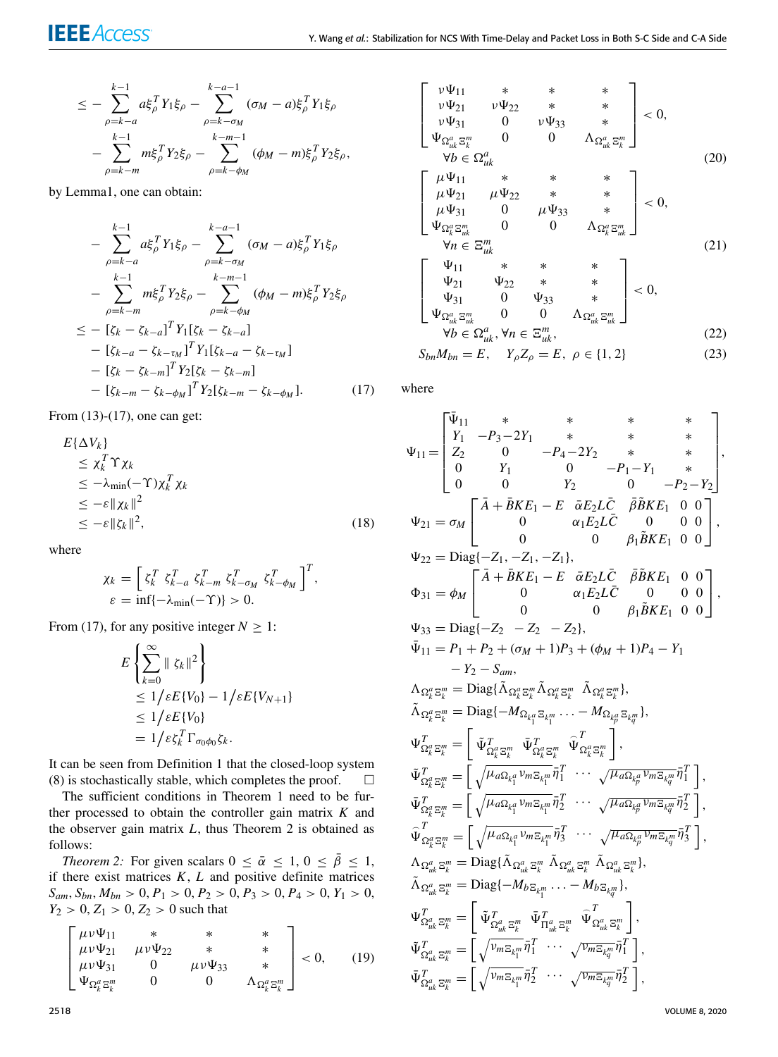$$
\begin{aligned}
\leq & -\sum_{\rho=k-a}^{k-1} a\xi_\rho^T Y_1 \xi_\rho - \sum_{\rho=k-\sigma_M}^{k-a-1} (\sigma_M - a)\xi_\rho^T Y_1 \xi_\rho \\
& - \sum_{\rho=k-m}^{k-1} m\xi_\rho^T Y_2 \xi_\rho - \sum_{\rho=k-\phi_M}^{k-m-1} (\phi_M - m)\xi_\rho^T Y_2 \xi_\rho,
\end{aligned}
$$

by Lemma1, one can obtain:

$$
\begin{aligned}
& -\sum_{\rho=k-a}^{k-1} a\xi_\rho^T Y_1 \xi_\rho - \sum_{\rho=k-\sigma_M}^{k-a-1} (\sigma_M - a)\xi_\rho^T Y_1 \xi_\rho \\
& - \sum_{\rho=k-m}^{k-1} m\xi_\rho^T Y_2 \xi_\rho - \sum_{\rho=k-\phi_M}^{k-m-1} (\phi_M - m)\xi_\rho^T Y_2 \xi_\rho \\
\leq & -[\zeta_k - \zeta_{k-a}]^T Y_1 [\zeta_k - \zeta_{k-a}] \\
& - [\zeta_{k-a} - \zeta_{k-\tau_M}]^T Y_1 [\zeta_{k-a} - \zeta_{k-\tau_M}] \\
& - [\zeta_k - \zeta_{k-m}]^T Y_2 [\zeta_k - \zeta_{k-m}] \\
& - [\zeta_{k-m} - \zeta_{k-\phi_M}]^T Y_2 [\zeta_{k-m} - \zeta_{k-\phi_M}]. \qquad (17)
\end{aligned}
$$

From (13)-(17), one can get:

$$
\begin{aligned}
E\{\Delta V_k\} & \leq \chi_k^T \Upsilon \chi_k \\
& \leq -\lambda_{\min}(-\Upsilon)\chi_k^T \chi_k \\
& \leq -\varepsilon \|\chi_k\|^2 \\
& \leq -\varepsilon \|\zeta_k\|^2, \qquad (18)
\end{aligned}
$$

where

$$
\begin{aligned}
\chi_k &= \left[ \zeta_k^T \ \zeta_{k-a}^T \ \zeta_{k-m}^T \ \zeta_{k-\sigma_M}^T \ \zeta_{k-\phi_M}^T \right]^T, \\
\varepsilon &= \inf\{-\lambda_{\min}(-\Upsilon)\} > 0.
\end{aligned}
$$

From (17), for any positive integer $N \geq 1$:

$$
\begin{aligned}
E\left\{\sum_{k=0}^{\infty} \| \zeta_k \|^2\right\} & \leq 1/\varepsilon E\{V_0\} - 1/\varepsilon E\{V_{N+1}\} \\
& \leq 1/\varepsilon E\{V_0\} \\
& = 1/\varepsilon \zeta_k^T \Gamma_{\sigma_0 \phi_0} \zeta_k.
\end{aligned}
$$

It can be seen from Definition 1 that the closed-loop system (8) is stochastically stable, which completes the proof. □

The sufficient conditions in Theorem 1 need to be further processed to obtain the controller gain matrix $K$ and the observer gain matrix $L$, thus Theorem 2 is obtained as follows:

*Theorem 2:* For given scalars $0 \leq \bar{\alpha} \leq 1$, $0 \leq \bar{\beta} \leq 1$, if there exist matrices $K$, $L$ and positive definite matrices $S_{am}$, $S_{bn}$, $M_{bn} > 0$, $P_1 > 0$, $P_2 > 0$, $P_3 > 0$, $P_4 > 0$, $Y_1 > 0$, $Y_2 > 0$, $Z_1 > 0$, $Z_2 > 0$ such that

$$
\begin{bmatrix}
\mu\nu\Psi_{11} & * & * & * \\
\mu\nu\Psi_{21} & \mu\nu\Psi_{22} & * & * \\
\mu\nu\Psi_{31} & 0 & \mu\nu\Psi_{33} & * \\
\Psi_{\Omega_k^a \Xi_k^m} & 0 & 0 & \Lambda_{\Omega_k^a \Xi_k^m}
\end{bmatrix} < 0, \qquad (19)
$$

$$
\begin{bmatrix}
\nu\Psi_{11} & * & * & * \\
\nu\Psi_{21} & \nu\Psi_{22} & * & * \\
\nu\Psi_{31} & 0 & \nu\Psi_{33} & * \\
\Psi_{\Omega_{uk}^a \Xi_k^m} & 0 & 0 & \Lambda_{\Omega_{uk}^a \Xi_k^m}
\end{bmatrix} < 0, \quad \forall b \in \Omega_{uk}^a \qquad (20)
$$

$$
\begin{bmatrix}
\mu\Psi_{11} & * & * & * \\
\mu\Psi_{21} & \mu\Psi_{22} & * & * \\
\mu\Psi_{31} & 0 & \mu\Psi_{33} & * \\
\Psi_{\Omega_k^a \Xi_{uk}^m} & 0 & 0 & \Lambda_{\Omega_k^a \Xi_{uk}^m}
\end{bmatrix} < 0, \quad \forall n \in \Xi_{uk}^m \qquad (21)
$$

$$
\begin{bmatrix}
\Psi_{11} & * & * & * \\
\Psi_{21} & \Psi_{22} & * & * \\
\Psi_{31} & 0 & \Psi_{33} & * \\
\Psi_{\Omega_{uk}^a \Xi_{uk}^m} & 0 & 0 & \Lambda_{\Omega_{uk}^a \Xi_{uk}^m}
\end{bmatrix} < 0, \quad \forall b \in \Omega_{uk}^a, \forall n \in \Xi_{uk}^m, \qquad (22)
$$

$$
S_{bn} M_{bn} = E, \quad Y_\rho Z_\rho = E, \ \rho \in \{1, 2\} \qquad (23)
$$

where

$$
\Psi_{11} = \begin{bmatrix}
\bar{\Psi}_{11} & * & * & * & * \\
Y_1 & -P_3 - 2Y_1 & * & * & * \\
Z_2 & 0 & -P_4 - 2Y_2 & * & * \\
0 & Y_1 & 0 & -P_1 - Y_1 & * \\
0 & 0 & Y_2 & 0 & -P_2 - Y_2
\end{bmatrix},
$$

$$
\Psi_{21} = \sigma_M \begin{bmatrix}
\bar{A} + \tilde{B}KE_1 - E & \bar{\alpha}E_2L\bar{C} & \bar{\beta}\tilde{B}KE_1 & 0 & 0 \\
0 & \alpha_1 E_2 L\bar{C} & 0 & 0 & 0 \\
0 & 0 & \beta_1 \tilde{B}KE_1 & 0 & 0
\end{bmatrix},
$$

$$
\Psi_{22} = \mathrm{Diag}\{-Z_1, -Z_1, -Z_1\},
$$

$$
\Phi_{31} = \phi_M \begin{bmatrix}
\bar{A} + \tilde{B}KE_1 - E & \bar{\alpha}E_2L\bar{C} & \bar{\beta}\tilde{B}KE_1 & 0 & 0 \\
0 & \alpha_1 E_2 L\bar{C} & 0 & 0 & 0 \\
0 & 0 & \beta_1 \tilde{B}KE_1 & 0 & 0
\end{bmatrix},
$$

$$
\Psi_{33} = \mathrm{Diag}\{-Z_2 \ \ -Z_2 \ \ -Z_2\},
$$

$$
\begin{aligned}
\bar{\Psi}_{11} = & P_1 + P_2 + (\sigma_M + 1)P_3 + (\phi_M + 1)P_4 - Y_1 \\
& - Y_2 - S_{am},
\end{aligned}
$$

$$
\Lambda_{\Omega_k^a \Xi_k^m} = \mathrm{Diag}\{\tilde{\Lambda}_{\Omega_k^a \Xi_k^m} \tilde{\Lambda}_{\Omega_k^a \Xi_k^m} \ \tilde{\Lambda}_{\Omega_k^a \Xi_k^m}\},
$$

$$
\tilde{\Lambda}_{\Omega_k^a \Xi_k^m} = \mathrm{Diag}\{-M_{\Omega_{k_1}^a \Xi_{k_1^m}} \ldots - M_{\Omega_{k_p}^a \Xi_{k_q^m}}\},
$$

$$
\Psi_{\Omega_k^a \Xi_k^m}^T = \left[ \tilde{\Psi}_{\Omega_k^a \Xi_k^m}^T \ \ \bar{\Psi}_{\Omega_k^a \Xi_k^m}^T \ \ \widehat{\Psi}_{\Omega_k^a \Xi_k^m}^T \right],
$$

$$
\tilde{\Psi}_{\Omega_k^a \Xi_k^m}^T = \left[ \sqrt{\mu_{a\Omega_{k_1}^a} \nu_{m\Xi_{k_1^m}}} \bar{\eta}_1^T \ \cdots \ \sqrt{\mu_{a\Omega_{k_p}^a} \nu_{m\Xi_{k_q^m}}} \bar{\eta}_1^T \right],
$$

$$
\bar{\Psi}_{\Omega_k^a \Xi_k^m}^T = \left[ \sqrt{\mu_{a\Omega_{k_1}^a} \nu_{m\Xi_{k_1^m}}} \bar{\eta}_2^T \ \cdots \ \sqrt{\mu_{a\Omega_{k_p}^a} \nu_{m\Xi_{k_q^m}}} \bar{\eta}_2^T \right],
$$

$$
\widehat{\Psi}_{\Omega_k^a \Xi_k^m}^T = \left[ \sqrt{\mu_{a\Omega_{k_1}^a} \nu_{m\Xi_{k_1^m}}} \bar{\eta}_3^T \ \cdots \ \sqrt{\mu_{a\Omega_{k_p}^a} \nu_{m\Xi_{k_q^m}}} \bar{\eta}_3^T \right],
$$

$$
\Lambda_{\Omega_{uk}^a \Xi_k^m} = \mathrm{Diag}\{\tilde{\Lambda}_{\Omega_{uk}^a \Xi_k^m} \ \tilde{\Lambda}_{\Omega_{uk}^a \Xi_k^m} \ \tilde{\Lambda}_{\Omega_{uk}^a \Xi_k^m}\},
$$

$$
\tilde{\Lambda}_{\Omega_{uk}^a \Xi_k^m} = \mathrm{Diag}\{-M_{b\Xi_{k_1^m}} \ldots - M_{b\Xi_{k_q^m}}\},
$$

$$
\Psi_{\Omega_{uk}^a \Xi_k^m}^T = \left[ \tilde{\Psi}_{\Omega_{uk}^a \Xi_k^m}^T \ \ \bar{\Psi}_{\Pi_{uk}^a \Xi_k^m}^T \ \ \widehat{\Psi}_{\Omega_{uk}^a \Xi_k^m}^T \right],
$$

$$
\tilde{\Psi}_{\Omega_{uk}^a \Xi_k^m}^T = \left[ \sqrt{\nu_{m\Xi_{k_1^m}}} \bar{\eta}_1^T \ \cdots \ \sqrt{\nu_{m\Xi_{k_q^m}}} \bar{\eta}_1^T \right],
$$

$$
\bar{\Psi}_{\Omega_{uk}^a \Xi_k^m}^T = \left[ \sqrt{\nu_{m\Xi_{k_1^m}}} \bar{\eta}_2^T \ \cdots \ \sqrt{\nu_{m\Xi_{k_q^m}}} \bar{\eta}_2^T \right],
$$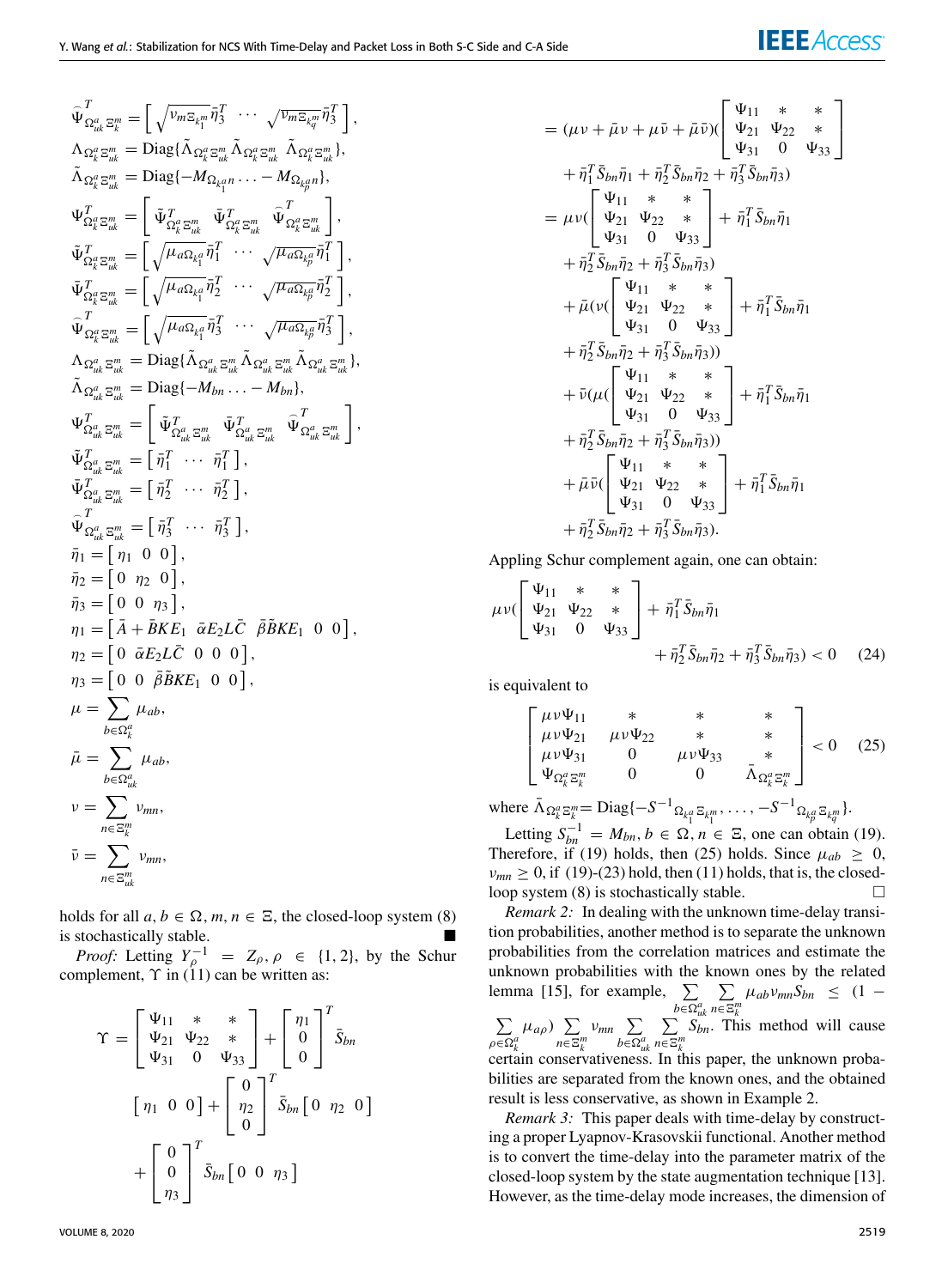$$\widehat{\Psi}^T_{\Omega^a_{uk}\Xi^m_k} = \left[ \sqrt{\nu_{m\Xi_{k_1^m}}}\bar{\eta}_3^T \ \cdots \ \sqrt{\nu_{m\Xi_{k_q^m}}}\bar{\eta}_3^T \right],$$

$$\Lambda_{\Omega^a_k\Xi^m_{uk}} = \text{Diag}\{\tilde{\Lambda}_{\Omega^a_k\Xi^m_{uk}} \tilde{\Lambda}_{\Omega^a_k\Xi^m_{uk}} \tilde{\Lambda}_{\Omega^a_k\Xi^m_{uk}}\},$$

$$\tilde{\Lambda}_{\Omega^a_k\Xi^m_{uk}} = \text{Diag}\{-M_{\Omega_{k_1^a}n} \ldots - M_{\Omega_{k_p^a}n}\},$$

$$\Psi^T_{\Omega^a_k\Xi^m_{uk}} = \left[ \tilde{\Psi}^T_{\Omega^a_k\Xi^m_{uk}} \ \bar{\Psi}^T_{\Omega^a_k\Xi^m_{uk}} \ \widehat{\Psi}^T_{\Omega^a_k\Xi^m_{uk}} \right],$$

$$\tilde{\Psi}^T_{\Omega^a_k\Xi^m_{uk}} = \left[ \sqrt{\mu_{a\Omega_{k_1^a}}}\bar{\eta}_1^T \ \cdots \ \sqrt{\mu_{a\Omega_{k_p^a}}}\bar{\eta}_1^T \right],$$

$$\bar{\Psi}^T_{\Omega^a_k\Xi^m_{uk}} = \left[ \sqrt{\mu_{a\Omega_{k_1^a}}}\bar{\eta}_2^T \ \cdots \ \sqrt{\mu_{a\Omega_{k_p^a}}}\bar{\eta}_2^T \right],$$

$$\widehat{\Psi}^T_{\Omega^a_k\Xi^m_{uk}} = \left[ \sqrt{\mu_{a\Omega_{k_1^a}}}\bar{\eta}_3^T \ \cdots \ \sqrt{\mu_{a\Omega_{k_p^a}}}\bar{\eta}_3^T \right],$$

$$\Lambda_{\Omega^a_{uk}\Xi^m_{uk}} = \text{Diag}\{\tilde{\Lambda}_{\Omega^a_{uk}\Xi^m_{uk}} \tilde{\Lambda}_{\Omega^a_{uk}\Xi^m_{uk}} \tilde{\Lambda}_{\Omega^a_{uk}\Xi^m_{uk}}\},$$

$$\tilde{\Lambda}_{\Omega^a_{uk}\Xi^m_{uk}} = \text{Diag}\{-M_{bn} \ldots - M_{bn}\},$$

$$\Psi^T_{\Omega^a_{uk}\Xi^m_{uk}} = \left[ \tilde{\Psi}^T_{\Omega^a_{uk}\Xi^m_{uk}} \ \bar{\Psi}^T_{\Omega^a_{uk}\Xi^m_{uk}} \ \widehat{\Psi}^T_{\Omega^a_{uk}\Xi^m_{uk}} \right],$$

$$\tilde{\Psi}^T_{\Omega^a_{uk}\Xi^m_{uk}} = \left[ \bar{\eta}_1^T \ \cdots \ \bar{\eta}_1^T \right],$$

$$\bar{\Psi}^T_{\Omega^a_{uk}\Xi^m_{uk}} = \left[ \bar{\eta}_2^T \ \cdots \ \bar{\eta}_2^T \right],$$

$$\widehat{\Psi}^T_{\Omega^a_{uk}\Xi^m_{uk}} = \left[ \bar{\eta}_3^T \ \cdots \ \bar{\eta}_3^T \right],$$

$$\bar{\eta}_1 = \left[ \eta_1 \ \ 0 \ \ 0 \right],$$

$$\bar{\eta}_2 = \left[ 0 \ \ \eta_2 \ \ 0 \right],$$

$$\bar{\eta}_3 = \left[ 0 \ \ 0 \ \ \eta_3 \right],$$

$$\eta_1 = \left[ \bar{A} + \bar{B}KE_1 \ \ \bar{\alpha}E_2L\bar{C} \ \ \bar{\beta}\tilde{B}KE_1 \ \ 0 \ \ 0 \right],$$

$$\eta_2 = \left[ 0 \ \ \tilde{\alpha}E_2L\bar{C} \ \ 0 \ \ 0 \ \ 0 \right],$$

$$\eta_3 = \left[ 0 \ \ 0 \ \ \tilde{\beta}\tilde{B}KE_1 \ \ 0 \ \ 0 \right],$$

$$\mu = \sum_{b\in\Omega^a_k} \mu_{ab},$$

$$\bar{\mu} = \sum_{b\in\Omega^a_{uk}} \mu_{ab},$$

$$\nu = \sum_{n\in\Xi^m_k} \nu_{mn},$$

$$\bar{\nu} = \sum_{n\in\Xi^m_{uk}} \nu_{mn},$$

holds for all $a, b \in \Omega, m, n \in \Xi$, the closed-loop system (8) is stochastically stable. ■

*Proof:* Letting $Y_\rho^{-1} = Z_\rho, \rho \in \{1, 2\}$, by the Schur complement, $\Upsilon$ in (11) can be written as:

$$\Upsilon = \begin{bmatrix} \Psi_{11} & * & * \\ \Psi_{21} & \Psi_{22} & * \\ \Psi_{31} & 0 & \Psi_{33} \end{bmatrix} + \begin{bmatrix} \eta_1 \\ 0 \\ 0 \end{bmatrix}^T \bar{S}_{bn} \left[ \eta_1 \ \ 0 \ \ 0 \right] + \begin{bmatrix} 0 \\ \eta_2 \\ 0 \end{bmatrix}^T \bar{S}_{bn} \left[ 0 \ \ \eta_2 \ \ 0 \right] + \begin{bmatrix} 0 \\ 0 \\ \eta_3 \end{bmatrix}^T \bar{S}_{bn} \left[ 0 \ \ 0 \ \ \eta_3 \right]$$

$$\begin{aligned}
&= (\mu\nu + \bar{\mu}\nu + \mu\bar{\nu} + \bar{\mu}\bar{\nu})(\begin{bmatrix} \Psi_{11} & * & * \\ \Psi_{21} & \Psi_{22} & * \\ \Psi_{31} & 0 & \Psi_{33} \end{bmatrix} \\
&\quad + \bar{\eta}_1^T \bar{S}_{bn}\bar{\eta}_1 + \bar{\eta}_2^T \bar{S}_{bn}\bar{\eta}_2 + \bar{\eta}_3^T \bar{S}_{bn}\bar{\eta}_3) \\
&= \mu\nu(\begin{bmatrix} \Psi_{11} & * & * \\ \Psi_{21} & \Psi_{22} & * \\ \Psi_{31} & 0 & \Psi_{33} \end{bmatrix} + \bar{\eta}_1^T \bar{S}_{bn}\bar{\eta}_1 \\
&\quad + \bar{\eta}_2^T \bar{S}_{bn}\bar{\eta}_2 + \bar{\eta}_3^T \bar{S}_{bn}\bar{\eta}_3) \\
&\quad + \bar{\mu}(\nu(\begin{bmatrix} \Psi_{11} & * & * \\ \Psi_{21} & \Psi_{22} & * \\ \Psi_{31} & 0 & \Psi_{33} \end{bmatrix} + \bar{\eta}_1^T \bar{S}_{bn}\bar{\eta}_1 \\
&\quad + \bar{\eta}_2^T \bar{S}_{bn}\bar{\eta}_2 + \bar{\eta}_3^T \bar{S}_{bn}\bar{\eta}_3)) \\
&\quad + \bar{\nu}(\mu(\begin{bmatrix} \Psi_{11} & * & * \\ \Psi_{21} & \Psi_{22} & * \\ \Psi_{31} & 0 & \Psi_{33} \end{bmatrix} + \bar{\eta}_1^T \bar{S}_{bn}\bar{\eta}_1 \\
&\quad + \bar{\eta}_2^T \bar{S}_{bn}\bar{\eta}_2 + \bar{\eta}_3^T \bar{S}_{bn}\bar{\eta}_3)) \\
&\quad + \bar{\mu}\bar{\nu}(\begin{bmatrix} \Psi_{11} & * & * \\ \Psi_{21} & \Psi_{22} & * \\ \Psi_{31} & 0 & \Psi_{33} \end{bmatrix} + \bar{\eta}_1^T \bar{S}_{bn}\bar{\eta}_1 \\
&\quad + \bar{\eta}_2^T \bar{S}_{bn}\bar{\eta}_2 + \bar{\eta}_3^T \bar{S}_{bn}\bar{\eta}_3).
\end{aligned}$$

Appling Schur complement again, one can obtain:

$$\mu\nu(\begin{bmatrix} \Psi_{11} & * & * \\ \Psi_{21} & \Psi_{22} & * \\ \Psi_{31} & 0 & \Psi_{33} \end{bmatrix} + \bar{\eta}_1^T \bar{S}_{bn}\bar{\eta}_1 + \bar{\eta}_2^T \bar{S}_{bn}\bar{\eta}_2 + \bar{\eta}_3^T \bar{S}_{bn}\bar{\eta}_3) < 0 \tag{24}$$

is equivalent to

$$\begin{bmatrix} \mu\nu\Psi_{11} & * & * & * \\ \mu\nu\Psi_{21} & \mu\nu\Psi_{22} & * & * \\ \mu\nu\Psi_{31} & 0 & \mu\nu\Psi_{33} & * \\ \Psi_{\Omega^a_k\Xi^m_k} & 0 & 0 & \bar{\Lambda}_{\Omega^a_k\Xi^m_k} \end{bmatrix} < 0 \tag{25}$$

where $\bar{\Lambda}_{\Omega^a_k\Xi^m_k} = \text{Diag}\{-S^{-1}_{\Omega_{k_1^a}\Xi_{k_1^m}}, \ldots, -S^{-1}_{\Omega_{k_p^a}\Xi_{k_q^m}}\}$.

Letting $S^{-1}_{bn} = M_{bn}, b \in \Omega, n \in \Xi$, one can obtain (19). Therefore, if (19) holds, then (25) holds. Since $\mu_{ab} \geq 0$, $\nu_{mn} \geq 0$, if (19)-(23) hold, then (11) holds, that is, the closed-loop system (8) is stochastically stable. □

*Remark 2:* In dealing with the unknown time-delay transition probabilities, another method is to separate the unknown probabilities from the correlation matrices and estimate the unknown probabilities with the known ones by the related lemma [15], for example, $\sum_{b\in\Omega^a_{uk}} \sum_{n\in\Xi^m_k} \mu_{ab}\nu_{mn}S_{bn} \leq (1 - \sum_{\rho\in\Omega^a_k} \mu_{a\rho}) \sum_{n\in\Xi^m_k} \nu_{mn} \sum_{b\in\Omega^a_{uk}} \sum_{n\in\Xi^m_k} S_{bn}$. This method will cause certain conservativeness. In this paper, the unknown probabilities are separated from the known ones, and the obtained result is less conservative, as shown in Example 2.

*Remark 3:* This paper deals with time-delay by constructing a proper Lyapnov-Krasovskii functional. Another method is to convert the time-delay into the parameter matrix of the closed-loop system by the state augmentation technique [13]. However, as the time-delay mode increases, the dimension of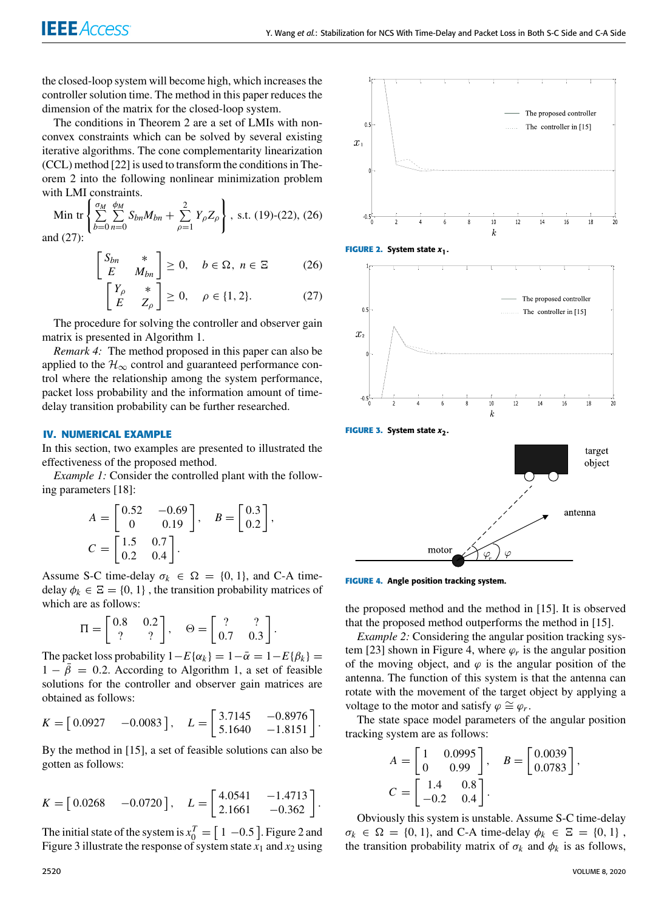the closed-loop system will become high, which increases the controller solution time. The method in this paper reduces the dimension of the matrix for the closed-loop system.

The conditions in Theorem 2 are a set of LMIs with non-convex constraints which can be solved by several existing iterative algorithms. The cone complementarity linearization (CCL) method [22] is used to transform the conditions in Theorem 2 into the following nonlinear minimization problem with LMI constraints.

$$\text{Min tr}\left\{\sum_{b=0}^{\sigma_M}\sum_{n=0}^{\phi_M} S_{bn}M_{bn} + \sum_{\rho=1}^{2} Y_\rho Z_\rho\right\}, \text{ s.t. (19)-(22), (26)}$$

and (27):

$$\begin{bmatrix} S_{bn} & * \\ E & M_{bn} \end{bmatrix} \geq 0, \quad b \in \Omega,\ n \in \Xi \tag{26}$$

$$\begin{bmatrix} Y_\rho & * \\ E & Z_\rho \end{bmatrix} \geq 0, \quad \rho \in \{1, 2\}. \tag{27}$$

The procedure for solving the controller and observer gain matrix is presented in Algorithm 1.

*Remark 4:* The method proposed in this paper can also be applied to the $\mathcal{H}_\infty$ control and guaranteed performance control where the relationship among the system performance, packet loss probability and the information amount of time-delay transition probability can be further researched.

## IV. NUMERICAL EXAMPLE

In this section, two examples are presented to illustrated the effectiveness of the proposed method.

*Example 1:* Consider the controlled plant with the following parameters [18]:

$$A = \begin{bmatrix} 0.52 & -0.69 \\ 0 & 0.19 \end{bmatrix}, \quad B = \begin{bmatrix} 0.3 \\ 0.2 \end{bmatrix},$$

$$C = \begin{bmatrix} 1.5 & 0.7 \\ 0.2 & 0.4 \end{bmatrix}.$$

Assume S-C time-delay $\sigma_k \in \Omega = \{0, 1\}$, and C-A time-delay $\phi_k \in \Xi = \{0, 1\}$, the transition probability matrices of which are as follows:

$$\Pi = \begin{bmatrix} 0.8 & 0.2 \\ ? & ? \end{bmatrix}, \quad \Theta = \begin{bmatrix} ? & ? \\ 0.7 & 0.3 \end{bmatrix}.$$

The packet loss probability $1-E\{\alpha_k\} = 1-\bar{\alpha} = 1-E\{\beta_k\} = 1-\bar{\beta} = 0.2$. According to Algorithm 1, a set of feasible solutions for the controller and observer gain matrices are obtained as follows:

$$K = \begin{bmatrix} 0.0927 & -0.0083 \end{bmatrix}, \quad L = \begin{bmatrix} 3.7145 & -0.8976 \\ 5.1640 & -1.8151 \end{bmatrix}.$$

By the method in [15], a set of feasible solutions can also be gotten as follows:

$$K = \begin{bmatrix} 0.0268 & -0.0720 \end{bmatrix}, \quad L = \begin{bmatrix} 4.0541 & -1.4713 \\ 2.1661 & -0.362 \end{bmatrix}.$$

The initial state of the system is $x_0^T = \begin{bmatrix} 1 & -0.5 \end{bmatrix}$. Figure 2 and Figure 3 illustrate the response of system state $x_1$ and $x_2$ using the proposed method and the method in [15]. It is observed that the proposed method outperforms the method in [15].

**FIGURE 2.** System state $x_1$.

**FIGURE 3.** System state $x_2$.

**FIGURE 4.** Angle position tracking system.

*Example 2:* Considering the angular position tracking system [23] shown in Figure 4, where $\varphi_r$ is the angular position of the moving object, and $\varphi$ is the angular position of the antenna. The function of this system is that the antenna can rotate with the movement of the target object by applying a voltage to the motor and satisfy $\varphi \cong \varphi_r$.

The state space model parameters of the angular position tracking system are as follows:

$$A = \begin{bmatrix} 1 & 0.0995 \\ 0 & 0.99 \end{bmatrix}, \quad B = \begin{bmatrix} 0.0039 \\ 0.0783 \end{bmatrix},$$

$$C = \begin{bmatrix} 1.4 & 0.8 \\ -0.2 & 0.4 \end{bmatrix}.$$

Obviously this system is unstable. Assume S-C time-delay $\sigma_k \in \Omega = \{0, 1\}$, and C-A time-delay $\phi_k \in \Xi = \{0, 1\}$, the transition probability matrix of $\sigma_k$ and $\phi_k$ is as follows,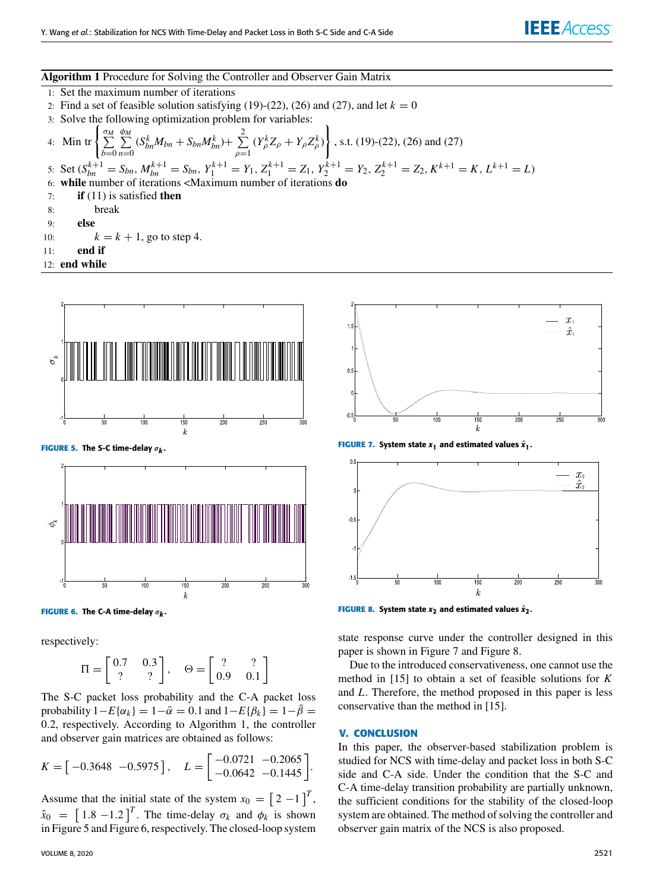**Algorithm 1** Procedure for Solving the Controller and Observer Gain Matrix

1: Set the maximum number of iterations
2: Find a set of feasible solution satisfying (19)-(22), (26) and (27), and let $k = 0$
3: Solve the following optimization problem for variables:
4: Min tr $\left\{ \sum_{b=0}^{\sigma_M} \sum_{n=0}^{\phi_M} (S_{bn}^k M_{bn} + S_{bn} M_{bn}^k) + \sum_{\rho=1}^{2} (Y_\rho^k Z_\rho + Y_\rho Z_\rho^k) \right\}$, s.t. (19)-(22), (26) and (27)
5: Set $(S_{bn}^{k+1} = S_{bn},\, M_{bn}^{k+1} = S_{bn},\, Y_1^{k+1} = Y_1,\, Z_1^{k+1} = Z_1,\, Y_2^{k+1} = Y_2,\, Z_2^{k+1} = Z_2,\, K^{k+1} = K,\, L^{k+1} = L)$
6: **while** number of iterations <Maximum number of iterations **do**
7: **if** (11) is satisfied **then**
8: break
9: **else**
10: $k = k + 1$, go to step 4.
11: **end if**
12: **end while**

**FIGURE 5.** The S-C time-delay $\sigma_k$.

**FIGURE 6.** The C-A time-delay $\sigma_k$.

respectively:

$$\Pi = \begin{bmatrix} 0.7 & 0.3 \\ ? & ? \end{bmatrix}, \quad \Theta = \begin{bmatrix} ? & ? \\ 0.9 & 0.1 \end{bmatrix}$$

The S-C packet loss probability and the C-A packet loss probability $1-E\{\alpha_k\} = 1-\bar{\alpha} = 0.1$ and $1-E\{\beta_k\} = 1-\bar{\beta} = 0.2$, respectively. According to Algorithm 1, the controller and observer gain matrices are obtained as follows:

$$K = \begin{bmatrix} -0.3648 & -0.5975 \end{bmatrix}, \quad L = \begin{bmatrix} -0.0721 & -0.2065 \\ -0.0642 & -0.1445 \end{bmatrix}.$$

Assume that the initial state of the system $x_0 = \begin{bmatrix} 2 & -1 \end{bmatrix}^T$, $\hat{x}_0 = \begin{bmatrix} 1.8 & -1.2 \end{bmatrix}^T$. The time-delay $\sigma_k$ and $\phi_k$ is shown in Figure 5 and Figure 6, respectively. The closed-loop system state response curve under the controller designed in this paper is shown in Figure 7 and Figure 8.

**FIGURE 7.** System state $x_1$ and estimated values $\hat{x}_1$.

**FIGURE 8.** System state $x_2$ and estimated values $\hat{x}_2$.

Due to the introduced conservativeness, one cannot use the method in [15] to obtain a set of feasible solutions for $K$ and $L$. Therefore, the method proposed in this paper is less conservative than the method in [15].

## V. CONCLUSION

In this paper, the observer-based stabilization problem is studied for NCS with time-delay and packet loss in both S-C side and C-A side. Under the condition that the S-C and C-A time-delay transition probability are partially unknown, the sufficient conditions for the stability of the closed-loop system are obtained. The method of solving the controller and observer gain matrix of the NCS is also proposed.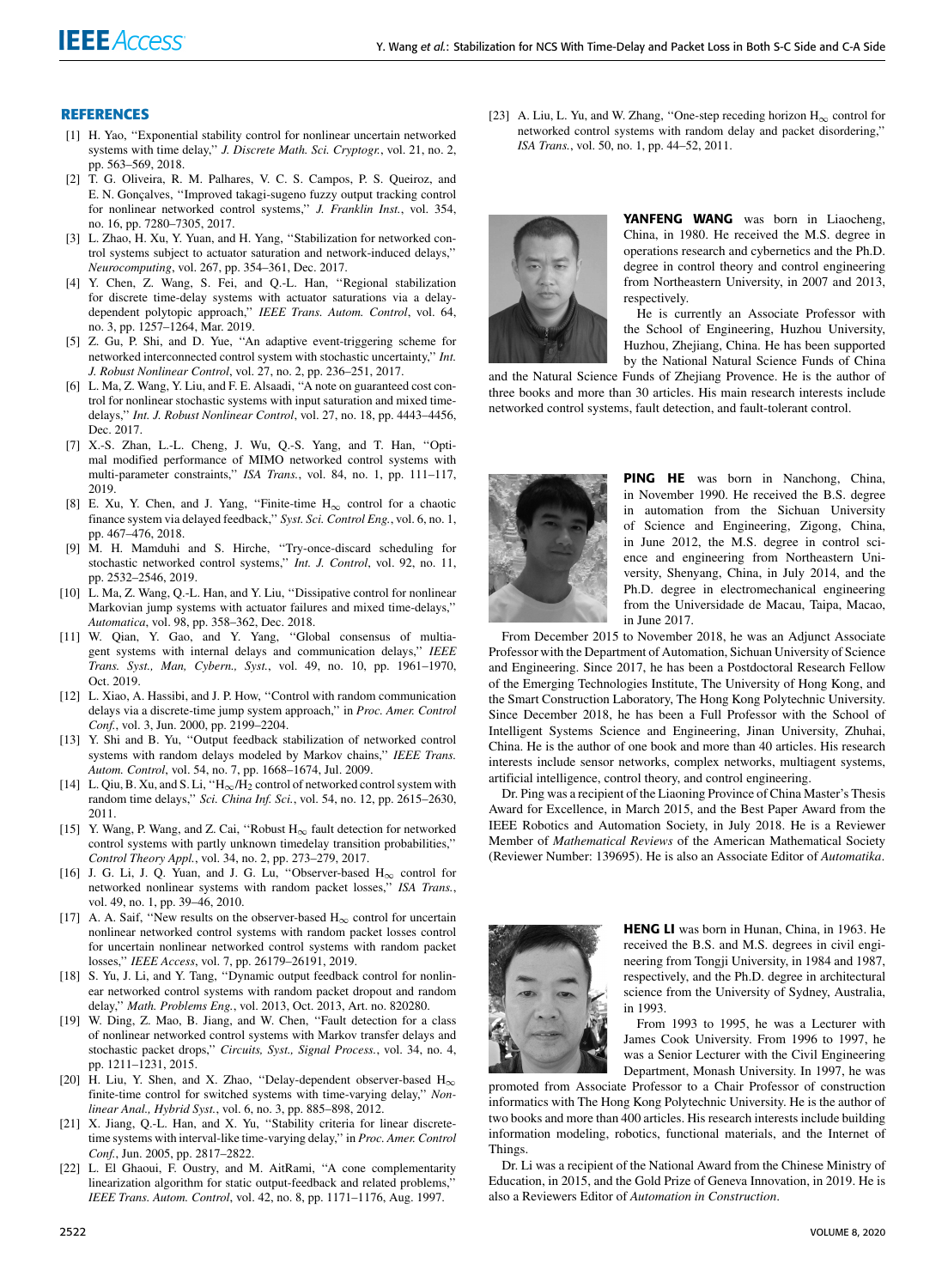## REFERENCES

[1] H. Yao, "Exponential stability control for nonlinear uncertain networked systems with time delay," *J. Discrete Math. Sci. Cryptogr.*, vol. 21, no. 2, pp. 563–569, 2018.

[2] T. G. Oliveira, R. M. Palhares, V. C. S. Campos, P. S. Queiroz, and E. N. Gonçalves, "Improved takagi-sugeno fuzzy output tracking control for nonlinear networked control systems," *J. Franklin Inst.*, vol. 354, no. 16, pp. 7280–7305, 2017.

[3] L. Zhao, H. Xu, Y. Yuan, and H. Yang, "Stabilization for networked control systems subject to actuator saturation and network-induced delays," *Neurocomputing*, vol. 267, pp. 354–361, Dec. 2017.

[4] Y. Chen, Z. Wang, S. Fei, and Q.-L. Han, "Regional stabilization for discrete time-delay systems with actuator saturations via a delay-dependent polytopic approach," *IEEE Trans. Autom. Control*, vol. 64, no. 3, pp. 1257–1264, Mar. 2019.

[5] Z. Gu, P. Shi, and D. Yue, "An adaptive event-triggering scheme for networked interconnected control system with stochastic uncertainty," *Int. J. Robust Nonlinear Control*, vol. 27, no. 2, pp. 236–251, 2017.

[6] L. Ma, Z. Wang, Y. Liu, and F. E. Alsaadi, "A note on guaranteed cost control for nonlinear stochastic systems with input saturation and mixed time-delays," *Int. J. Robust Nonlinear Control*, vol. 27, no. 18, pp. 4443–4456, Dec. 2017.

[7] X.-S. Zhan, L.-L. Cheng, J. Wu, Q.-S. Yang, and T. Han, "Optimal modified performance of MIMO networked control systems with multi-parameter constraints," *ISA Trans.*, vol. 84, no. 1, pp. 111–117, 2019.

[8] E. Xu, Y. Chen, and J. Yang, "Finite-time $H_\infty$ control for a chaotic finance system via delayed feedback," *Syst. Sci. Control Eng.*, vol. 6, no. 1, pp. 467–476, 2018.

[9] M. H. Mamduhi and S. Hirche, "Try-once-discard scheduling for stochastic networked control systems," *Int. J. Control*, vol. 92, no. 11, pp. 2532–2546, 2019.

[10] L. Ma, Z. Wang, Q.-L. Han, and Y. Liu, "Dissipative control for nonlinear Markovian jump systems with actuator failures and mixed time-delays," *Automatica*, vol. 98, pp. 358–362, Dec. 2018.

[11] W. Qian, Y. Gao, and Y. Yang, "Global consensus of multiagent systems with internal delays and communication delays," *IEEE Trans. Syst., Man, Cybern., Syst.*, vol. 49, no. 10, pp. 1961–1970, Oct. 2019.

[12] L. Xiao, A. Hassibi, and J. P. How, "Control with random communication delays via a discrete-time jump system approach," in *Proc. Amer. Control Conf.*, vol. 3, Jun. 2000, pp. 2199–2204.

[13] Y. Shi and B. Yu, "Output feedback stabilization of networked control systems with random delays modeled by Markov chains," *IEEE Trans. Autom. Control*, vol. 54, no. 7, pp. 1668–1674, Jul. 2009.

[14] L. Qiu, B. Xu, and S. Li, "$H_\infty/H_2$ control of networked control system with random time delays," *Sci. China Inf. Sci.*, vol. 54, no. 12, pp. 2615–2630, 2011.

[15] Y. Wang, P. Wang, and Z. Cai, "Robust $H_\infty$ fault detection for networked control systems with partly unknown timedelay transition probabilities," *Control Theory Appl.*, vol. 34, no. 2, pp. 273–279, 2017.

[16] J. G. Li, J. Q. Yuan, and J. G. Lu, "Observer-based $H_\infty$ control for networked nonlinear systems with random packet losses," *ISA Trans.*, vol. 49, no. 1, pp. 39–46, 2010.

[17] A. A. Saif, "New results on the observer-based $H_\infty$ control for uncertain nonlinear networked control systems with random packet losses control for uncertain nonlinear networked control systems with random packet losses," *IEEE Access*, vol. 7, pp. 26179–26191, 2019.

[18] S. Yu, J. Li, and Y. Tang, "Dynamic output feedback control for nonlinear networked control systems with random packet dropout and random delay," *Math. Problems Eng.*, vol. 2013, Oct. 2013, Art. no. 820280.

[19] W. Ding, Z. Mao, B. Jiang, and W. Chen, "Fault detection for a class of nonlinear networked control systems with Markov transfer delays and stochastic packet drops," *Circuits, Syst., Signal Process.*, vol. 34, no. 4, pp. 1211–1231, 2015.

[20] H. Liu, Y. Shen, and X. Zhao, "Delay-dependent observer-based $H_\infty$ finite-time control for switched systems with time-varying delay," *Nonlinear Anal., Hybrid Syst.*, vol. 6, no. 3, pp. 885–898, 2012.

[21] X. Jiang, Q.-L. Han, and X. Yu, "Stability criteria for linear discrete-time systems with interval-like time-varying delay," in *Proc. Amer. Control Conf.*, Jun. 2005, pp. 2817–2822.

[22] L. El Ghaoui, F. Oustry, and M. AitRami, "A cone complementarity linearization algorithm for static output-feedback and related problems," *IEEE Trans. Autom. Control*, vol. 42, no. 8, pp. 1171–1176, Aug. 1997.

[23] A. Liu, L. Yu, and W. Zhang, "One-step receding horizon $H_\infty$ control for networked control systems with random delay and packet disordering," *ISA Trans.*, vol. 50, no. 1, pp. 44–52, 2011.

**YANFENG WANG** was born in Liaocheng, China, in 1980. He received the M.S. degree in operations research and cybernetics and the Ph.D. degree in control theory and control engineering from Northeastern University, in 2007 and 2013, respectively.

He is currently an Associate Professor with the School of Engineering, Huzhou University, Huzhou, Zhejiang, China. He has been supported by the National Natural Science Funds of China and the Natural Science Funds of Zhejiang Provence. He is the author of three books and more than 30 articles. His main research interests include networked control systems, fault detection, and fault-tolerant control.

**PING HE** was born in Nanchong, China, in November 1990. He received the B.S. degree in automation from the Sichuan University of Science and Engineering, Zigong, China, in June 2012, the M.S. degree in control science and engineering from Northeastern University, Shenyang, China, in July 2014, and the Ph.D. degree in electromechanical engineering from the Universidade de Macau, Taipa, Macao, in June 2017.

From December 2015 to November 2018, he was an Adjunct Associate Professor with the Department of Automation, Sichuan University of Science and Engineering. Since 2017, he has been a Postdoctoral Research Fellow of the Emerging Technologies Institute, The University of Hong Kong, and the Smart Construction Laboratory, The Hong Kong Polytechnic University. Since December 2018, he has been a Full Professor with the School of Intelligent Systems Science and Engineering, Jinan University, Zhuhai, China. He is the author of one book and more than 40 articles. His research interests include sensor networks, complex networks, multiagent systems, artificial intelligence, control theory, and control engineering.

Dr. Ping was a recipient of the Liaoning Province of China Master's Thesis Award for Excellence, in March 2015, and the Best Paper Award from the IEEE Robotics and Automation Society, in July 2018. He is a Reviewer Member of *Mathematical Reviews* of the American Mathematical Society (Reviewer Number: 139695). He is also an Associate Editor of *Automatika*.

**HENG LI** was born in Hunan, China, in 1963. He received the B.S. and M.S. degrees in civil engineering from Tongji University, in 1984 and 1987, respectively, and the Ph.D. degree in architectural science from the University of Sydney, Australia, in 1993.

From 1993 to 1995, he was a Lecturer with James Cook University. From 1996 to 1997, he was a Senior Lecturer with the Civil Engineering Department, Monash University. In 1997, he was promoted from Associate Professor to a Chair Professor of construction informatics with The Hong Kong Polytechnic University. He is the author of two books and more than 400 articles. His research interests include building information modeling, robotics, functional materials, and the Internet of Things.

Dr. Li was a recipient of the National Award from the Chinese Ministry of Education, in 2015, and the Gold Prize of Geneva Innovation, in 2019. He is also a Reviewers Editor of *Automation in Construction*.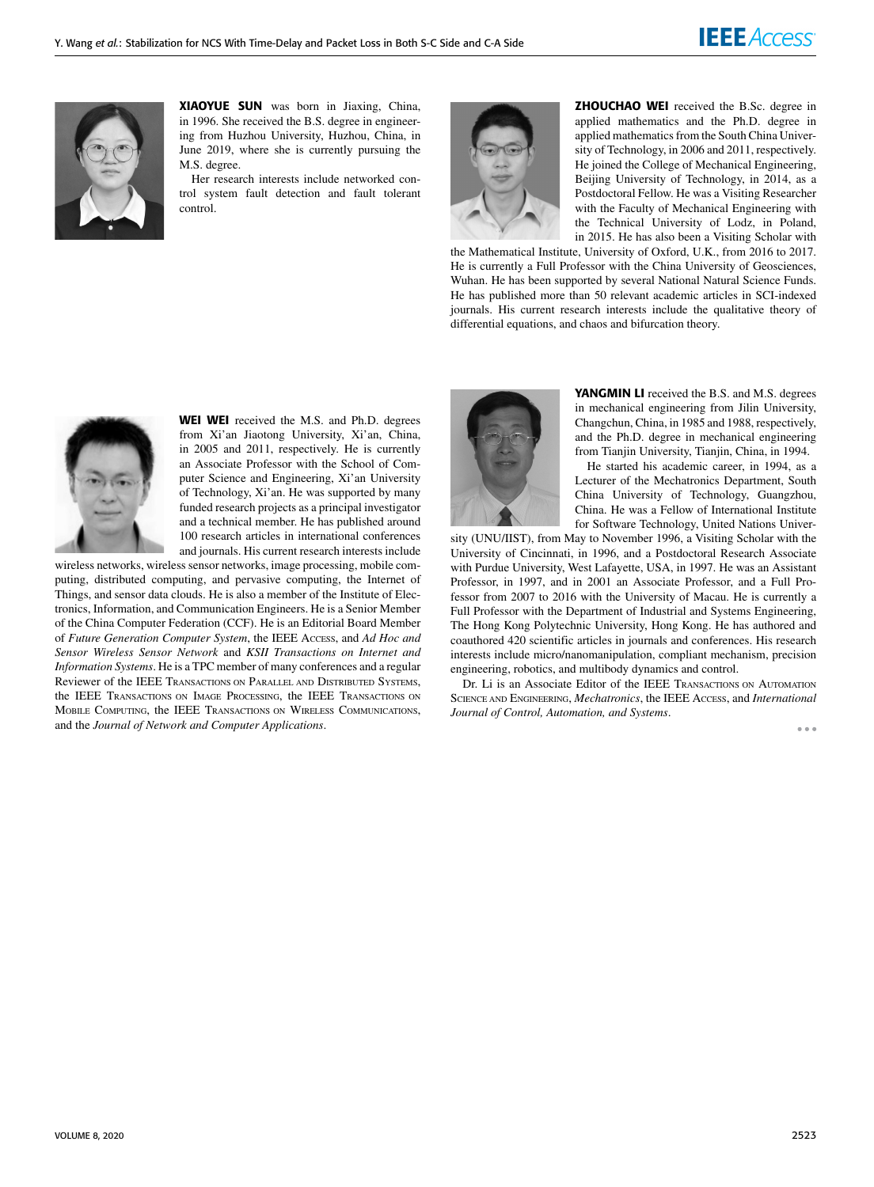**XIAOYUE SUN** was born in Jiaxing, China, in 1996. She received the B.S. degree in engineering from Huzhou University, Huzhou, China, in June 2019, where she is currently pursuing the M.S. degree.

Her research interests include networked control system fault detection and fault tolerant control.

**WEI WEI** received the M.S. and Ph.D. degrees from Xi'an Jiaotong University, Xi'an, China, in 2005 and 2011, respectively. He is currently an Associate Professor with the School of Computer Science and Engineering, Xi'an University of Technology, Xi'an. He was supported by many funded research projects as a principal investigator and a technical member. He has published around 100 research articles in international conferences and journals. His current research interests include wireless networks, wireless sensor networks, image processing, mobile computing, distributed computing, and pervasive computing, the Internet of Things, and sensor data clouds. He is also a member of the Institute of Electronics, Information, and Communication Engineers. He is a Senior Member of the China Computer Federation (CCF). He is an Editorial Board Member of *Future Generation Computer System*, the IEEE Access, and *Ad Hoc and Sensor Wireless Sensor Network* and *KSII Transactions on Internet and Information Systems*. He is a TPC member of many conferences and a regular Reviewer of the IEEE Transactions on Parallel and Distributed Systems, the IEEE Transactions on Image Processing, the IEEE Transactions on Mobile Computing, the IEEE Transactions on Wireless Communications, and the *Journal of Network and Computer Applications*.

**ZHOUCHAO WEI** received the B.Sc. degree in applied mathematics and the Ph.D. degree in applied mathematics from the South China University of Technology, in 2006 and 2011, respectively. He joined the College of Mechanical Engineering, Beijing University of Technology, in 2014, as a Postdoctoral Fellow. He was a Visiting Researcher with the Faculty of Mechanical Engineering with the Technical University of Lodz, in Poland, in 2015. He has also been a Visiting Scholar with the Mathematical Institute, University of Oxford, U.K., from 2016 to 2017. He is currently a Full Professor with the China University of Geosciences, Wuhan. He has been supported by several National Natural Science Funds. He has published more than 50 relevant academic articles in SCI-indexed journals. His current research interests include the qualitative theory of differential equations, and chaos and bifurcation theory.

**YANGMIN LI** received the B.S. and M.S. degrees in mechanical engineering from Jilin University, Changchun, China, in 1985 and 1988, respectively, and the Ph.D. degree in mechanical engineering from Tianjin University, Tianjin, China, in 1994.

He started his academic career, in 1994, as a Lecturer of the Mechatronics Department, South China University of Technology, Guangzhou, China. He was a Fellow of International Institute for Software Technology, United Nations University (UNU/IIST), from May to November 1996, a Visiting Scholar with the University of Cincinnati, in 1996, and a Postdoctoral Research Associate with Purdue University, West Lafayette, USA, in 1997. He was an Assistant Professor, in 1997, and in 2001 an Associate Professor, and a Full Professor from 2007 to 2016 with the University of Macau. He is currently a Full Professor with the Department of Industrial and Systems Engineering, The Hong Kong Polytechnic University, Hong Kong. He has authored and coauthored 420 scientific articles in journals and conferences. His research interests include micro/nanomanipulation, compliant mechanism, precision engineering, robotics, and multibody dynamics and control.

Dr. Li is an Associate Editor of the IEEE Transactions on Automation Science and Engineering, *Mechatronics*, the IEEE Access, and *International Journal of Control, Automation, and Systems*.